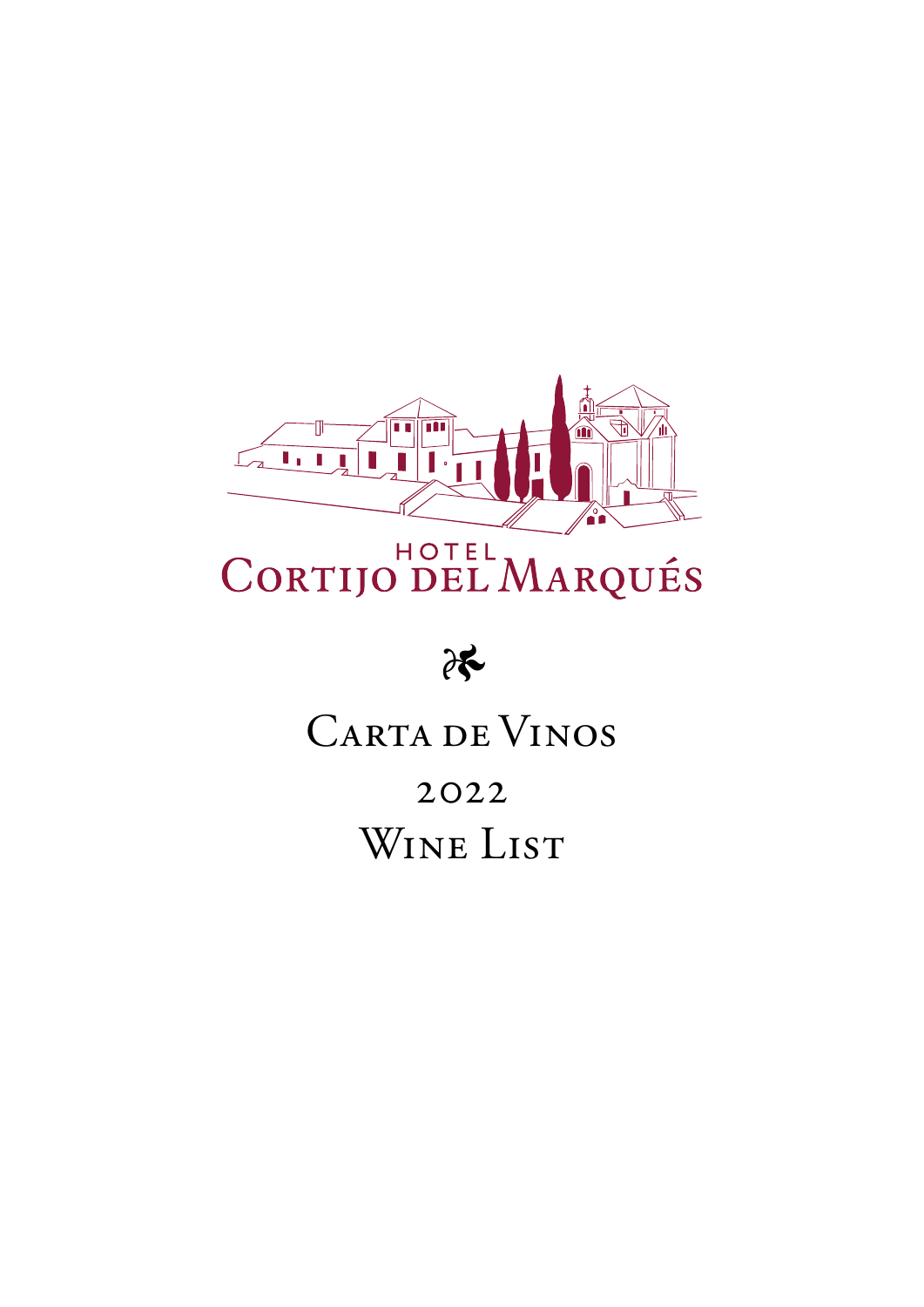HOTEL
# Cortijo del Marqués

❧

## Carta de Vinos

2022

## Wine List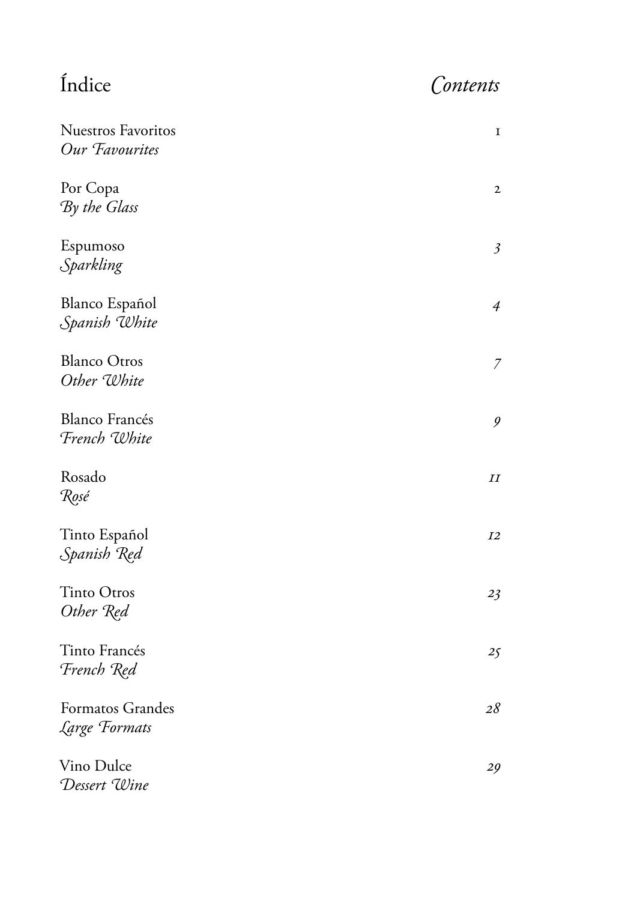# Índice *Contents*

| | |
|---|---|
| Nuestros Favoritos<br>*Our Favourites* | 1 |
| Por Copa<br>*By the Glass* | 2 |
| Espumoso<br>*Sparkling* | 3 |
| Blanco Español<br>*Spanish White* | 4 |
| Blanco Otros<br>*Other White* | 7 |
| Blanco Francés<br>*French White* | 9 |
| Rosado<br>*Rosé* | 11 |
| Tinto Español<br>*Spanish Red* | 12 |
| Tinto Otros<br>*Other Red* | 23 |
| Tinto Francés<br>*French Red* | 25 |
| Formatos Grandes<br>*Large Formats* | 28 |
| Vino Dulce<br>*Dessert Wine* | 29 |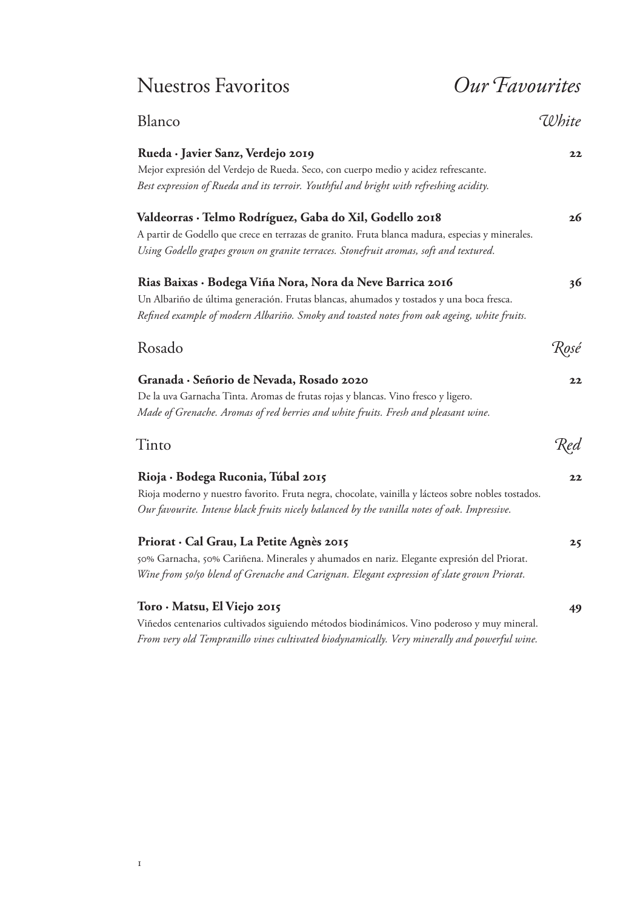# Nuestros Favoritos *Our Favourites*

## Blanco *White*

**Rueda · Javier Sanz, Verdejo 2019** **22**
Mejor expresión del Verdejo de Rueda. Seco, con cuerpo medio y acidez refrescante.
*Best expression of Rueda and its terroir. Youthful and bright with refreshing acidity.*

**Valdeorras · Telmo Rodríguez, Gaba do Xil, Godello 2018** **26**
A partir de Godello que crece en terrazas de granito. Fruta blanca madura, especias y minerales.
*Using Godello grapes grown on granite terraces. Stonefruit aromas, soft and textured.*

**Rias Baixas · Bodega Viña Nora, Nora da Neve Barrica 2016** **36**
Un Albariño de última generación. Frutas blancas, ahumados y tostados y una boca fresca.
*Refined example of modern Albariño. Smoky and toasted notes from oak ageing, white fruits.*

## Rosado *Rosé*

**Granada · Señorio de Nevada, Rosado 2020** **22**
De la uva Garnacha Tinta. Aromas de frutas rojas y blancas. Vino fresco y ligero.
*Made of Grenache. Aromas of red berries and white fruits. Fresh and pleasant wine.*

## Tinto *Red*

**Rioja · Bodega Ruconia, Túbal 2015** **22**
Rioja moderno y nuestro favorito. Fruta negra, chocolate, vainilla y lácteos sobre nobles tostados.
*Our favourite. Intense black fruits nicely balanced by the vanilla notes of oak. Impressive.*

**Priorat · Cal Grau, La Petite Agnès 2015** **25**
50% Garnacha, 50% Cariñena. Minerales y ahumados en nariz. Elegante expresión del Priorat.
*Wine from 50/50 blend of Grenache and Carignan. Elegant expression of slate grown Priorat.*

**Toro · Matsu, El Viejo 2015** **49**
Viñedos centenarios cultivados siguiendo métodos biodinámicos. Vino poderoso y muy mineral.
*From very old Tempranillo vines cultivated biodynamically. Very minerally and powerful wine.*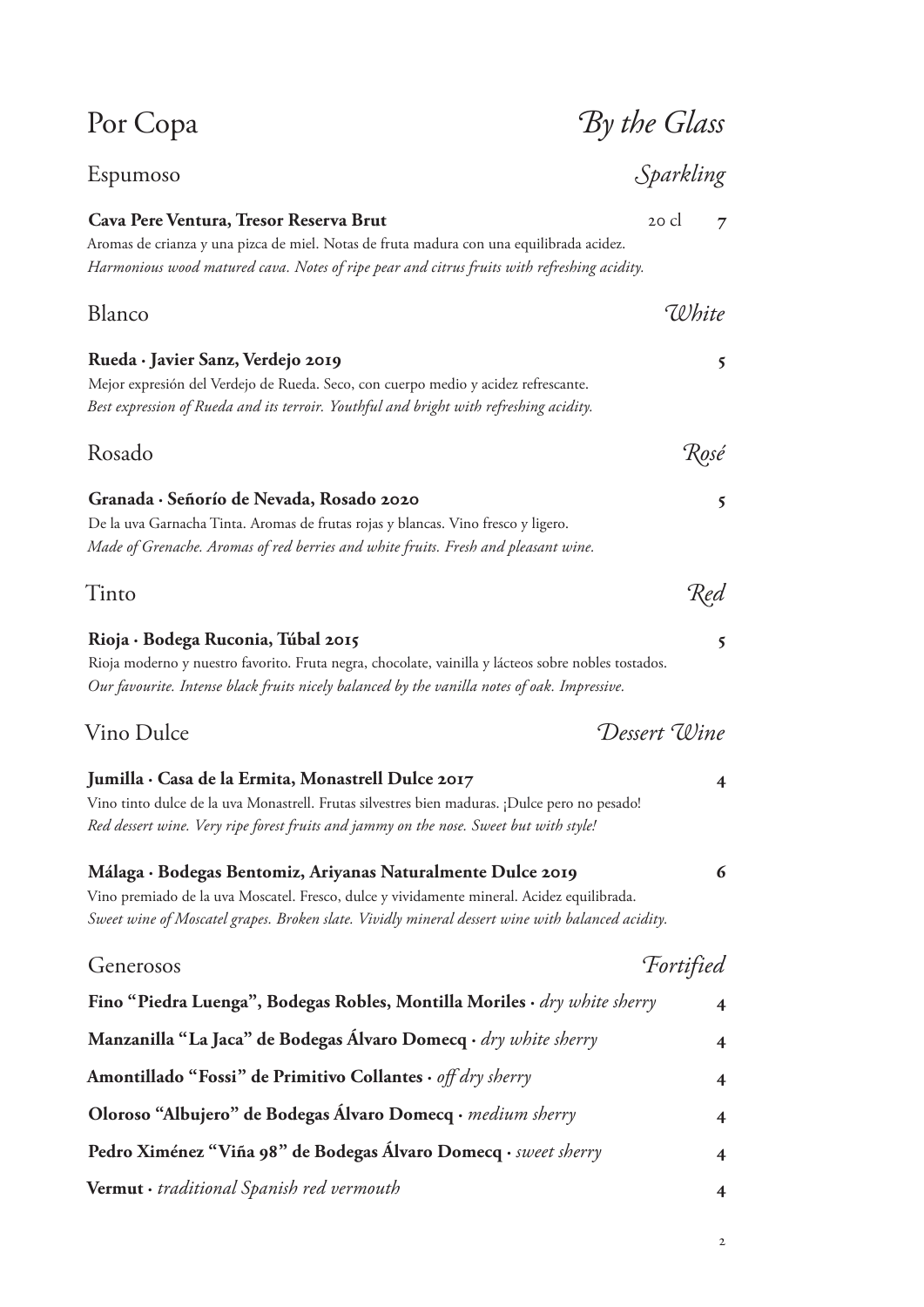# Por Copa — *By the Glass*

## Espumoso — *Sparkling*

**Cava Pere Ventura, Tresor Reserva Brut** 20 cl **7**

Aromas de crianza y una pizca de miel. Notas de fruta madura con una equilibrada acidez.
*Harmonious wood matured cava. Notes of ripe pear and citrus fruits with refreshing acidity.*

## Blanco — *White*

**Rueda · Javier Sanz, Verdejo 2019** **5**

Mejor expresión del Verdejo de Rueda. Seco, con cuerpo medio y acidez refrescante.
*Best expression of Rueda and its terroir. Youthful and bright with refreshing acidity.*

## Rosado — *Rosé*

**Granada · Señorío de Nevada, Rosado 2020** **5**

De la uva Garnacha Tinta. Aromas de frutas rojas y blancas. Vino fresco y ligero.
*Made of Grenache. Aromas of red berries and white fruits. Fresh and pleasant wine.*

## Tinto — *Red*

**Rioja · Bodega Ruconia, Túbal 2015** **5**

Rioja moderno y nuestro favorito. Fruta negra, chocolate, vainilla y lácteos sobre nobles tostados.
*Our favourite. Intense black fruits nicely balanced by the vanilla notes of oak. Impressive.*

## Vino Dulce — *Dessert Wine*

**Jumilla · Casa de la Ermita, Monastrell Dulce 2017** **4**

Vino tinto dulce de la uva Monastrell. Frutas silvestres bien maduras. ¡Dulce pero no pesado!
*Red dessert wine. Very ripe forest fruits and jammy on the nose. Sweet but with style!*

**Málaga · Bodegas Bentomiz, Ariyanas Naturalmente Dulce 2019** **6**

Vino premiado de la uva Moscatel. Fresco, dulce y vividamente mineral. Acidez equilibrada.
*Sweet wine of Moscatel grapes. Broken slate. Vividly mineral dessert wine with balanced acidity.*

## Generosos — *Fortified*

**Fino "Piedra Luenga", Bodegas Robles, Montilla Moriles** · *dry white sherry* **4**

**Manzanilla "La Jaca" de Bodegas Álvaro Domecq** · *dry white sherry* **4**

**Amontillado "Fossi" de Primitivo Collantes** · *off dry sherry* **4**

**Oloroso "Albujero" de Bodegas Álvaro Domecq** · *medium sherry* **4**

**Pedro Ximénez "Viña 98" de Bodegas Álvaro Domecq** · *sweet sherry* **4**

**Vermut** · *traditional Spanish red vermouth* **4**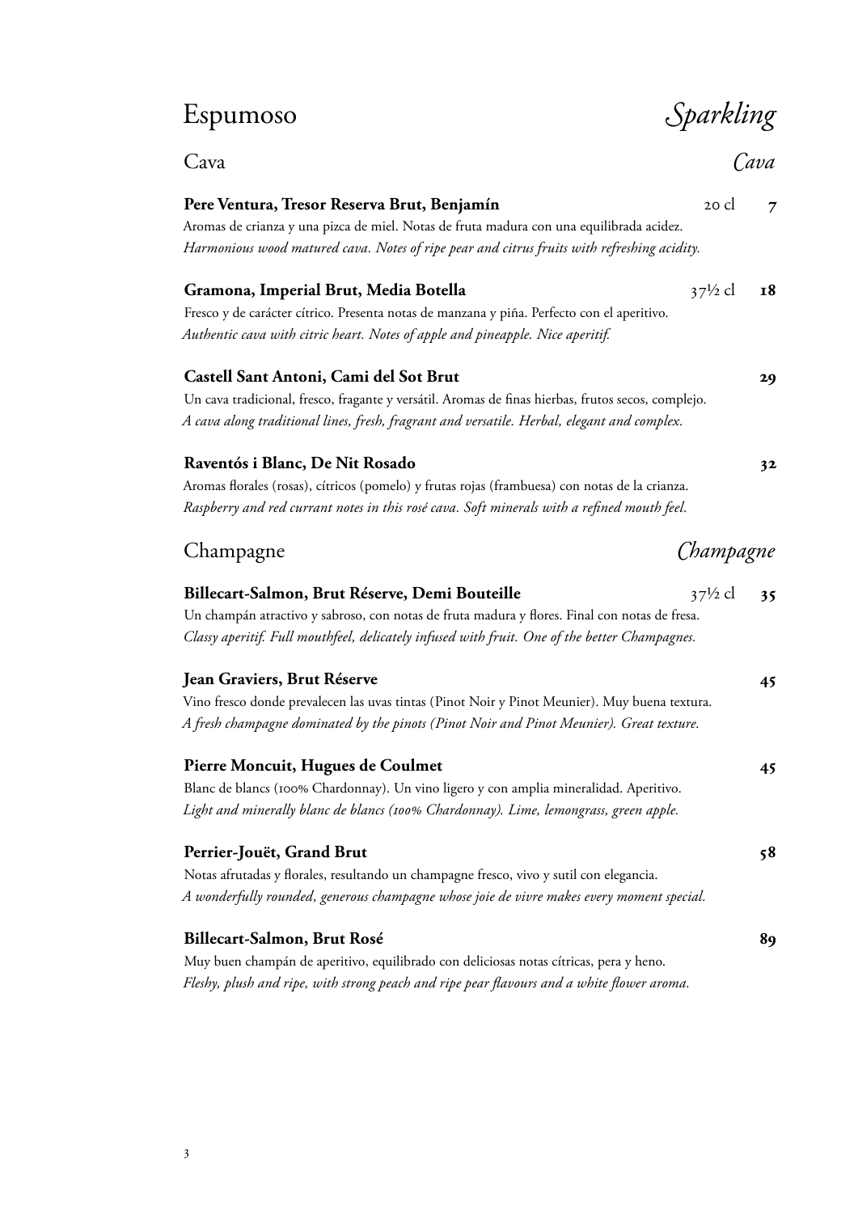# Espumoso *Sparkling*

## Cava *Cava*

**Pere Ventura, Tresor Reserva Brut, Benjamín** 20 cl **7**

Aromas de crianza y una pizca de miel. Notas de fruta madura con una equilibrada acidez.
*Harmonious wood matured cava. Notes of ripe pear and citrus fruits with refreshing acidity.*

**Gramona, Imperial Brut, Media Botella** 37½ cl **18**

Fresco y de carácter cítrico. Presenta notas de manzana y piña. Perfecto con el aperitivo.
*Authentic cava with citric heart. Notes of apple and pineapple. Nice aperitif.*

**Castell Sant Antoni, Cami del Sot Brut** **29**

Un cava tradicional, fresco, fragante y versátil. Aromas de finas hierbas, frutos secos, complejo.
*A cava along traditional lines, fresh, fragrant and versatile. Herbal, elegant and complex.*

**Raventós i Blanc, De Nit Rosado** **32**

Aromas florales (rosas), cítricos (pomelo) y frutas rojas (frambuesa) con notas de la crianza.
*Raspberry and red currant notes in this rosé cava. Soft minerals with a refined mouth feel.*

## Champagne *Champagne*

**Billecart-Salmon, Brut Réserve, Demi Bouteille** 37½ cl **35**

Un champán atractivo y sabroso, con notas de fruta madura y flores. Final con notas de fresa.
*Classy aperitif. Full mouthfeel, delicately infused with fruit. One of the better Champagnes.*

**Jean Graviers, Brut Réserve** **45**

Vino fresco donde prevalecen las uvas tintas (Pinot Noir y Pinot Meunier). Muy buena textura.
*A fresh champagne dominated by the pinots (Pinot Noir and Pinot Meunier). Great texture.*

**Pierre Moncuit, Hugues de Coulmet** **45**

Blanc de blancs (100% Chardonnay). Un vino ligero y con amplia mineralidad. Aperitivo.
*Light and minerally blanc de blancs (100% Chardonnay). Lime, lemongrass, green apple.*

**Perrier-Jouët, Grand Brut** **58**

Notas afrutadas y florales, resultando un champagne fresco, vivo y sutil con elegancia.
*A wonderfully rounded, generous champagne whose joie de vivre makes every moment special.*

**Billecart-Salmon, Brut Rosé** **89**

Muy buen champán de aperitivo, equilibrado con deliciosas notas cítricas, pera y heno.
*Fleshy, plush and ripe, with strong peach and ripe pear flavours and a white flower aroma.*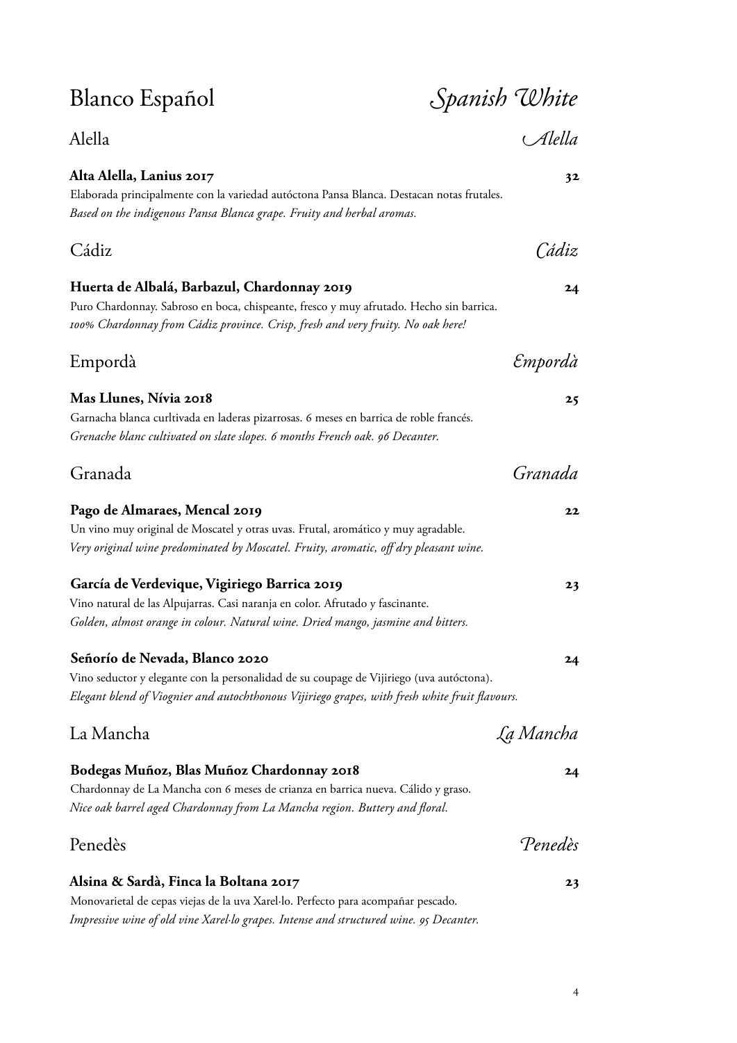# Blanco Español *Spanish White*

## Alella *Alella*

**Alta Alella, Lanius 2017** **32**
Elaborada principalmente con la variedad autóctona Pansa Blanca. Destacan notas frutales.
*Based on the indigenous Pansa Blanca grape. Fruity and herbal aromas.*

## Cádiz *Cádiz*

**Huerta de Albalá, Barbazul, Chardonnay 2019** **24**
Puro Chardonnay. Sabroso en boca, chispeante, fresco y muy afrutado. Hecho sin barrica.
*100% Chardonnay from Cádiz province. Crisp, fresh and very fruity. No oak here!*

## Empordà *Empordà*

**Mas Llunes, Nívia 2018** **25**
Garnacha blanca curltivada en laderas pizarrosas. 6 meses en barrica de roble francés.
*Grenache blanc cultivated on slate slopes. 6 months French oak. 96 Decanter.*

## Granada *Granada*

**Pago de Almaraes, Mencal 2019** **22**
Un vino muy original de Moscatel y otras uvas. Frutal, aromático y muy agradable.
*Very original wine predominated by Moscatel. Fruity, aromatic, off dry pleasant wine.*

**García de Verdevique, Vigiriego Barrica 2019** **23**
Vino natural de las Alpujarras. Casi naranja en color. Afrutado y fascinante.
*Golden, almost orange in colour. Natural wine. Dried mango, jasmine and bitters.*

**Señorío de Nevada, Blanco 2020** **24**
Vino seductor y elegante con la personalidad de su coupage de Vijiriego (uva autóctona).
*Elegant blend of Viognier and autochthonous Vijiriego grapes, with fresh white fruit flavours.*

## La Mancha *La Mancha*

**Bodegas Muñoz, Blas Muñoz Chardonnay 2018** **24**
Chardonnay de La Mancha con 6 meses de crianza en barrica nueva. Cálido y graso.
*Nice oak barrel aged Chardonnay from La Mancha region. Buttery and floral.*

## Penedès *Penedès*

**Alsina & Sardà, Finca la Boltana 2017** **23**
Monovarietal de cepas viejas de la uva Xarel·lo. Perfecto para acompañar pescado.
*Impressive wine of old vine Xarel·lo grapes. Intense and structured wine. 95 Decanter.*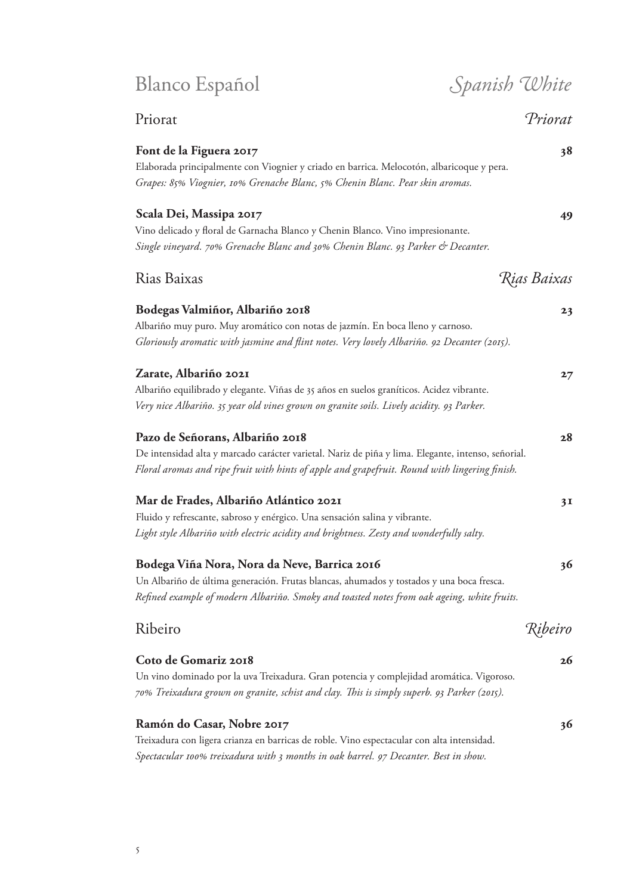# Blanco Español — *Spanish White*

## Priorat — *Priorat*

**Font de la Figuera 2017** — **38**
Elaborada principalmente con Viognier y criado en barrica. Melocotón, albaricoque y pera.
*Grapes: 85% Viognier, 10% Grenache Blanc, 5% Chenin Blanc. Pear skin aromas.*

**Scala Dei, Massipa 2017** — **49**
Vino delicado y floral de Garnacha Blanco y Chenin Blanco. Vino impresionante.
*Single vineyard. 70% Grenache Blanc and 30% Chenin Blanc. 93 Parker & Decanter.*

## Rias Baixas — *Rias Baixas*

**Bodegas Valmiñor, Albariño 2018** — **23**
Albariño muy puro. Muy aromático con notas de jazmín. En boca lleno y carnoso.
*Gloriously aromatic with jasmine and flint notes. Very lovely Albariño. 92 Decanter (2015).*

**Zarate, Albariño 2021** — **27**
Albariño equilibrado y elegante. Viñas de 35 años en suelos graníticos. Acidez vibrante.
*Very nice Albariño. 35 year old vines grown on granite soils. Lively acidity. 93 Parker.*

**Pazo de Señorans, Albariño 2018** — **28**
De intensidad alta y marcado carácter varietal. Nariz de piña y lima. Elegante, intenso, señorial.
*Floral aromas and ripe fruit with hints of apple and grapefruit. Round with lingering finish.*

**Mar de Frades, Albariño Atlántico 2021** — **31**
Fluido y refrescante, sabroso y enérgico. Una sensación salina y vibrante.
*Light style Albariño with electric acidity and brightness. Zesty and wonderfully salty.*

**Bodega Viña Nora, Nora da Neve, Barrica 2016** — **36**
Un Albariño de última generación. Frutas blancas, ahumados y tostados y una boca fresca.
*Refined example of modern Albariño. Smoky and toasted notes from oak ageing, white fruits.*

## Ribeiro — *Ribeiro*

**Coto de Gomariz 2018** — **26**
Un vino dominado por la uva Treixadura. Gran potencia y complejidad aromática. Vigoroso.
*70% Treixadura grown on granite, schist and clay. This is simply superb. 93 Parker (2015).*

**Ramón do Casar, Nobre 2017** — **36**
Treixadura con ligera crianza en barricas de roble. Vino espectacular con alta intensidad.
*Spectacular 100% treixadura with 3 months in oak barrel. 97 Decanter. Best in show.*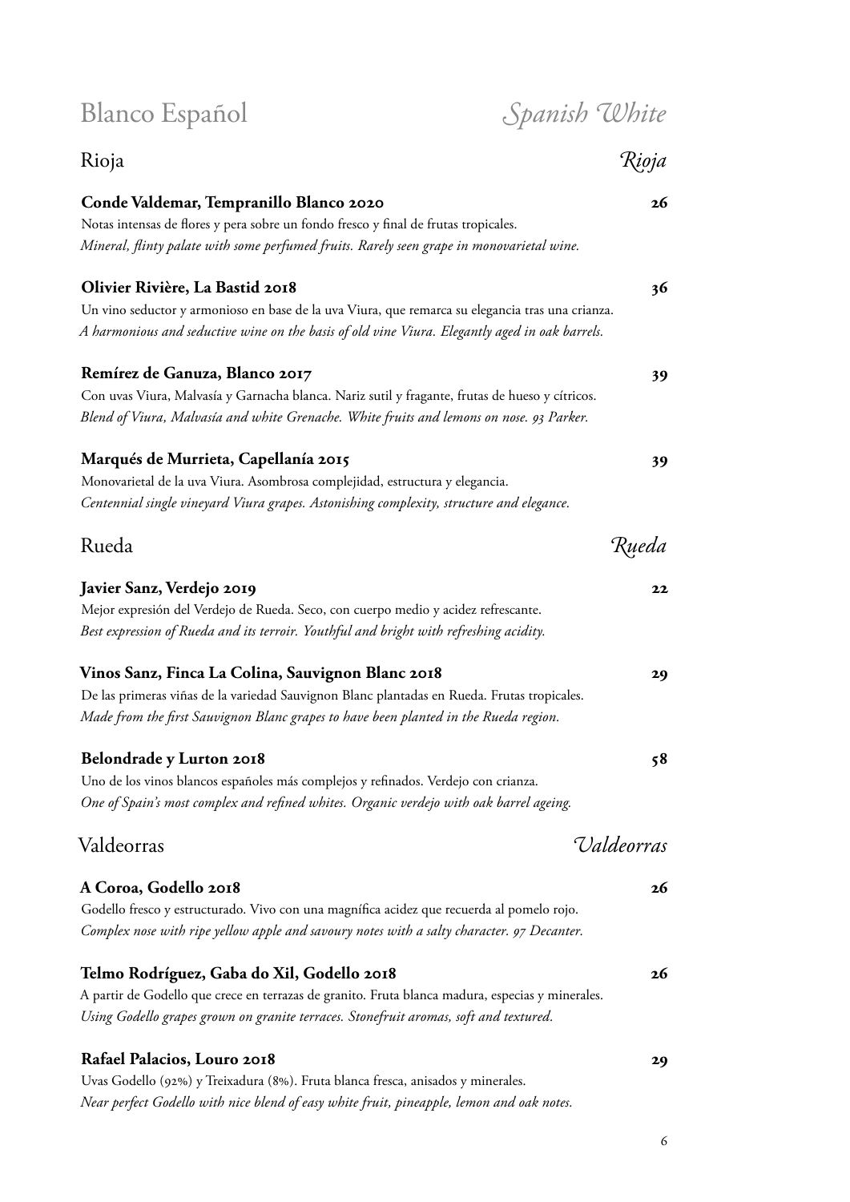# Blanco Español — *Spanish White*

## Rioja — *Rioja*

**Conde Valdemar, Tempranillo Blanco 2020** **26**
Notas intensas de flores y pera sobre un fondo fresco y final de frutas tropicales.
*Mineral, flinty palate with some perfumed fruits. Rarely seen grape in monovarietal wine.*

**Olivier Rivière, La Bastid 2018** **36**
Un vino seductor y armonioso en base de la uva Viura, que remarca su elegancia tras una crianza.
*A harmonious and seductive wine on the basis of old vine Viura. Elegantly aged in oak barrels.*

**Remírez de Ganuza, Blanco 2017** **39**
Con uvas Viura, Malvasía y Garnacha blanca. Nariz sutil y fragante, frutas de hueso y cítricos.
*Blend of Viura, Malvasía and white Grenache. White fruits and lemons on nose. 93 Parker.*

**Marqués de Murrieta, Capellanía 2015** **39**
Monovarietal de la uva Viura. Asombrosa complejidad, estructura y elegancia.
*Centennial single vineyard Viura grapes. Astonishing complexity, structure and elegance.*

## Rueda — *Rueda*

**Javier Sanz, Verdejo 2019** **22**
Mejor expresión del Verdejo de Rueda. Seco, con cuerpo medio y acidez refrescante.
*Best expression of Rueda and its terroir. Youthful and bright with refreshing acidity.*

**Vinos Sanz, Finca La Colina, Sauvignon Blanc 2018** **29**
De las primeras viñas de la variedad Sauvignon Blanc plantadas en Rueda. Frutas tropicales.
*Made from the first Sauvignon Blanc grapes to have been planted in the Rueda region.*

**Belondrade y Lurton 2018** **58**
Uno de los vinos blancos españoles más complejos y refinados. Verdejo con crianza.
*One of Spain's most complex and refined whites. Organic verdejo with oak barrel ageing.*

## Valdeorras — *Valdeorras*

**A Coroa, Godello 2018** **26**
Godello fresco y estructurado. Vivo con una magnífica acidez que recuerda al pomelo rojo.
*Complex nose with ripe yellow apple and savoury notes with a salty character. 97 Decanter.*

**Telmo Rodríguez, Gaba do Xil, Godello 2018** **26**
A partir de Godello que crece en terrazas de granito. Fruta blanca madura, especias y minerales.
*Using Godello grapes grown on granite terraces. Stonefruit aromas, soft and textured.*

**Rafael Palacios, Louro 2018** **29**
Uvas Godello (92%) y Treixadura (8%). Fruta blanca fresca, anisados y minerales.
*Near perfect Godello with nice blend of easy white fruit, pineapple, lemon and oak notes.*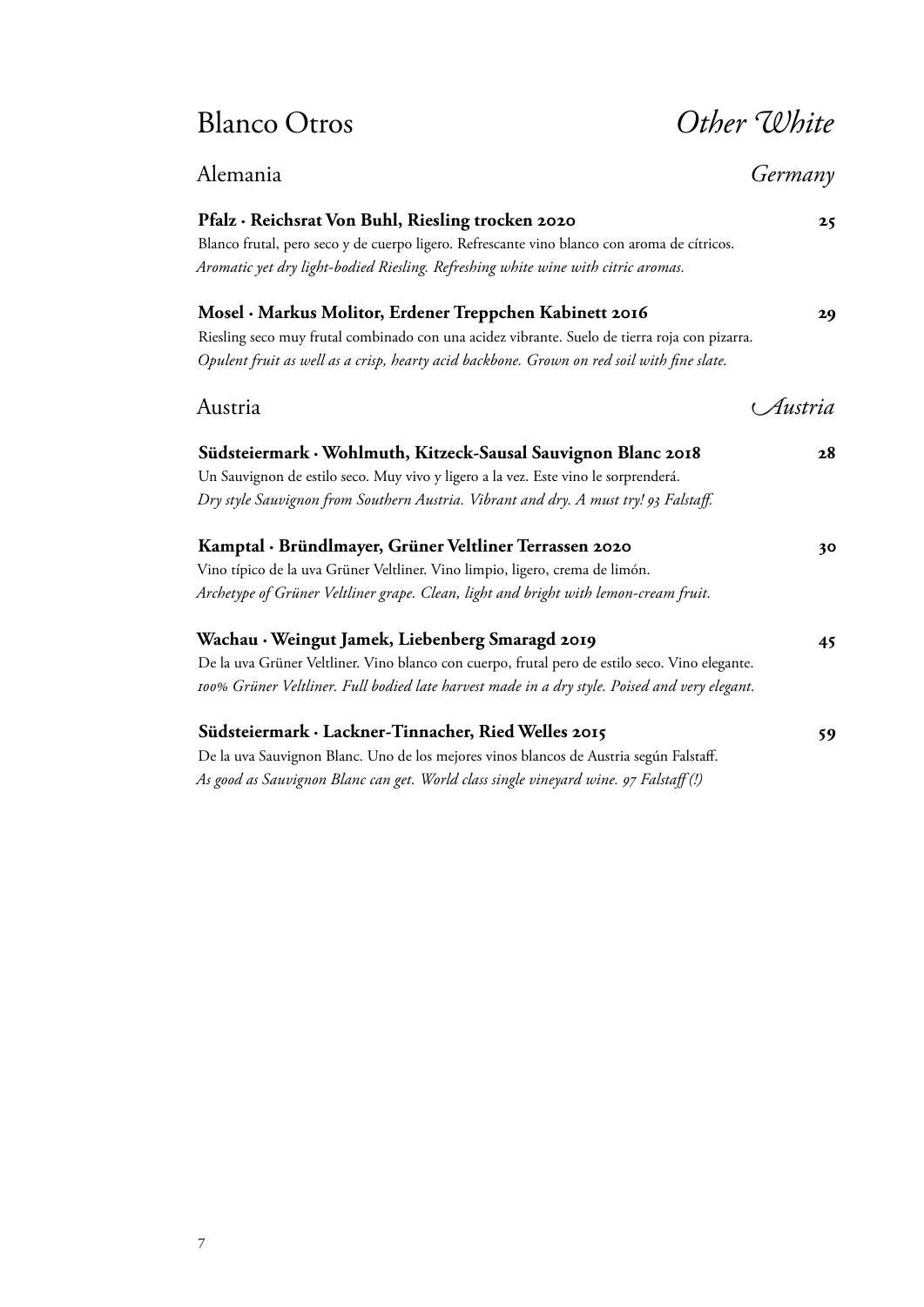# Blanco Otros *Other White*

## Alemania *Germany*

**Pfalz · Reichsrat Von Buhl, Riesling trocken 2020** **25**

Blanco frutal, pero seco y de cuerpo ligero. Refrescante vino blanco con aroma de cítricos.
*Aromatic yet dry light-bodied Riesling. Refreshing white wine with citric aromas.*

**Mosel · Markus Molitor, Erdener Treppchen Kabinett 2016** **29**

Riesling seco muy frutal combinado con una acidez vibrante. Suelo de tierra roja con pizarra.
*Opulent fruit as well as a crisp, hearty acid backbone. Grown on red soil with fine slate.*

## Austria *Austria*

**Südsteiermark · Wohlmuth, Kitzeck-Sausal Sauvignon Blanc 2018** **28**

Un Sauvignon de estilo seco. Muy vivo y ligero a la vez. Este vino le sorprenderá.
*Dry style Sauvignon from Southern Austria. Vibrant and dry. A must try! 93 Falstaff.*

**Kamptal · Bründlmayer, Grüner Veltliner Terrassen 2020** **30**

Vino típico de la uva Grüner Veltliner. Vino limpio, ligero, crema de limón.
*Archetype of Grüner Veltliner grape. Clean, light and bright with lemon-cream fruit.*

**Wachau · Weingut Jamek, Liebenberg Smaragd 2019** **45**

De la uva Grüner Veltliner. Vino blanco con cuerpo, frutal pero de estilo seco. Vino elegante.
*100% Grüner Veltliner. Full bodied late harvest made in a dry style. Poised and very elegant.*

**Südsteiermark · Lackner-Tinnacher, Ried Welles 2015** **59**

De la uva Sauvignon Blanc. Uno de los mejores vinos blancos de Austria según Falstaff.
*As good as Sauvignon Blanc can get. World class single vineyard wine. 97 Falstaff (!)*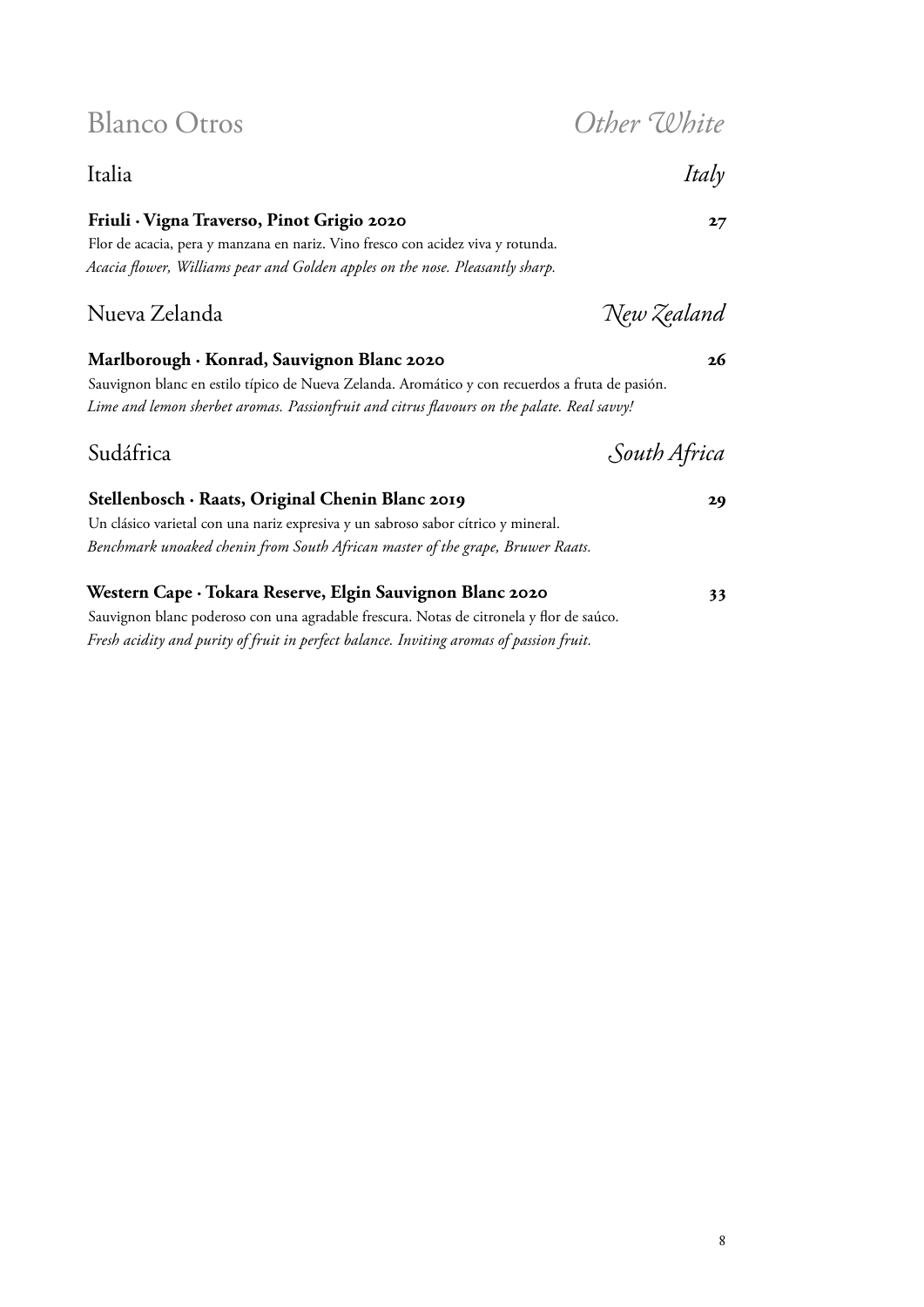# Blanco Otros *Other White*

## Italia *Italy*

**Friuli · Vigna Traverso, Pinot Grigio 2020** **27**

Flor de acacia, pera y manzana en nariz. Vino fresco con acidez viva y rotunda.

*Acacia flower, Williams pear and Golden apples on the nose. Pleasantly sharp.*

## Nueva Zelanda *New Zealand*

**Marlborough · Konrad, Sauvignon Blanc 2020** **26**

Sauvignon blanc en estilo típico de Nueva Zelanda. Aromático y con recuerdos a fruta de pasión.

*Lime and lemon sherbet aromas. Passionfruit and citrus flavours on the palate. Real savvy!*

## Sudáfrica *South Africa*

**Stellenbosch · Raats, Original Chenin Blanc 2019** **29**

Un clásico varietal con una nariz expresiva y un sabroso sabor cítrico y mineral.

*Benchmark unoaked chenin from South African master of the grape, Bruwer Raats.*

**Western Cape · Tokara Reserve, Elgin Sauvignon Blanc 2020** **33**

Sauvignon blanc poderoso con una agradable frescura. Notas de citronela y flor de saúco.

*Fresh acidity and purity of fruit in perfect balance. Inviting aromas of passion fruit.*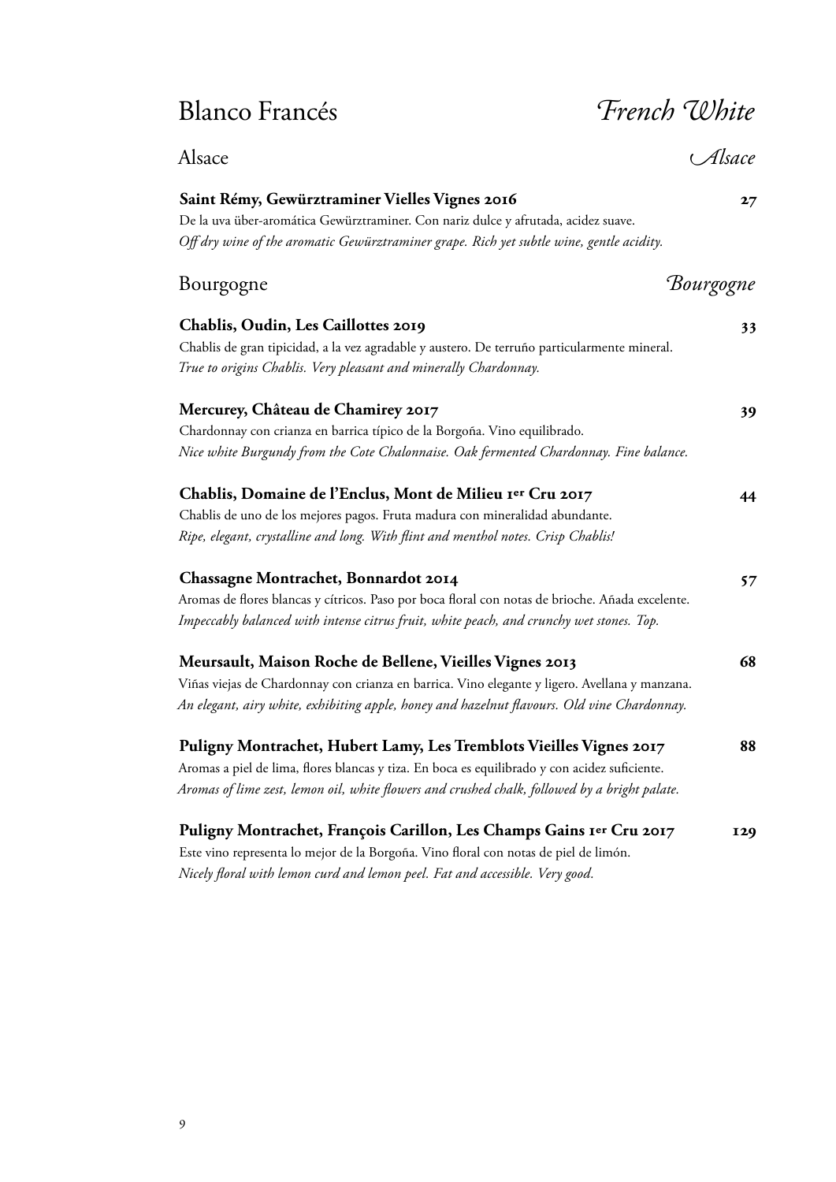# Blanco Francés — *French White*

## Alsace — *Alsace*

**Saint Rémy, Gewürztraminer Vielles Vignes 2016** — **27**

De la uva über-aromática Gewürztraminer. Con nariz dulce y afrutada, acidez suave.
*Off dry wine of the aromatic Gewürztraminer grape. Rich yet subtle wine, gentle acidity.*

## Bourgogne — *Bourgogne*

**Chablis, Oudin, Les Caillottes 2019** — **33**

Chablis de gran tipicidad, a la vez agradable y austero. De terruño particularmente mineral.
*True to origins Chablis. Very pleasant and minerally Chardonnay.*

**Mercurey, Château de Chamirey 2017** — **39**

Chardonnay con crianza en barrica típico de la Borgoña. Vino equilibrado.
*Nice white Burgundy from the Cote Chalonnaise. Oak fermented Chardonnay. Fine balance.*

**Chablis, Domaine de l'Enclus, Mont de Milieu 1er Cru 2017** — **44**

Chablis de uno de los mejores pagos. Fruta madura con mineralidad abundante.
*Ripe, elegant, crystalline and long. With flint and menthol notes. Crisp Chablis!*

**Chassagne Montrachet, Bonnardot 2014** — **57**

Aromas de flores blancas y cítricos. Paso por boca floral con notas de brioche. Añada excelente.
*Impeccably balanced with intense citrus fruit, white peach, and crunchy wet stones. Top.*

**Meursault, Maison Roche de Bellene, Vieilles Vignes 2013** — **68**

Viñas viejas de Chardonnay con crianza en barrica. Vino elegante y ligero. Avellana y manzana.
*An elegant, airy white, exhibiting apple, honey and hazelnut flavours. Old vine Chardonnay.*

**Puligny Montrachet, Hubert Lamy, Les Tremblots Vieilles Vignes 2017** — **88**

Aromas a piel de lima, flores blancas y tiza. En boca es equilibrado y con acidez suficiente.
*Aromas of lime zest, lemon oil, white flowers and crushed chalk, followed by a bright palate.*

**Puligny Montrachet, François Carillon, Les Champs Gains 1er Cru 2017** — **129**

Este vino representa lo mejor de la Borgoña. Vino floral con notas de piel de limón.
*Nicely floral with lemon curd and lemon peel. Fat and accessible. Very good.*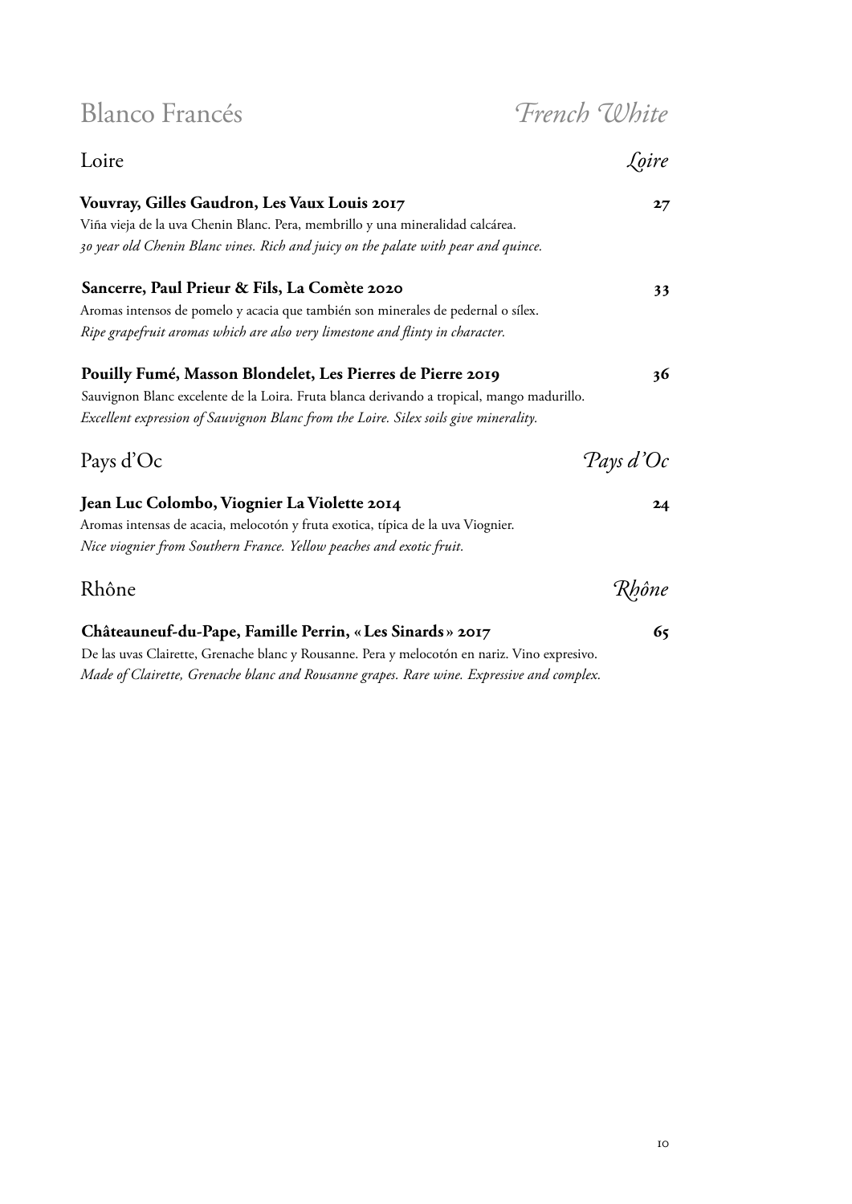# Blanco Francés *French White*

## Loire *Loire*

**Vouvray, Gilles Gaudron, Les Vaux Louis 2017** **27**

Viña vieja de la uva Chenin Blanc. Pera, membrillo y una mineralidad calcárea.

*30 year old Chenin Blanc vines. Rich and juicy on the palate with pear and quince.*

**Sancerre, Paul Prieur & Fils, La Comète 2020** **33**

Aromas intensos de pomelo y acacia que también son minerales de pedernal o sílex.

*Ripe grapefruit aromas which are also very limestone and flinty in character.*

**Pouilly Fumé, Masson Blondelet, Les Pierres de Pierre 2019** **36**

Sauvignon Blanc excelente de la Loira. Fruta blanca derivando a tropical, mango madurillo.

*Excellent expression of Sauvignon Blanc from the Loire. Silex soils give minerality.*

## Pays d'Oc *Pays d'Oc*

**Jean Luc Colombo, Viognier La Violette 2014** **24**

Aromas intensas de acacia, melocotón y fruta exotica, típica de la uva Viognier.

*Nice viognier from Southern France. Yellow peaches and exotic fruit.*

## Rhône *Rhône*

**Châteauneuf-du-Pape, Famille Perrin, « Les Sinards » 2017** **65**

De las uvas Clairette, Grenache blanc y Rousanne. Pera y melocotón en nariz. Vino expresivo.

*Made of Clairette, Grenache blanc and Rousanne grapes. Rare wine. Expressive and complex.*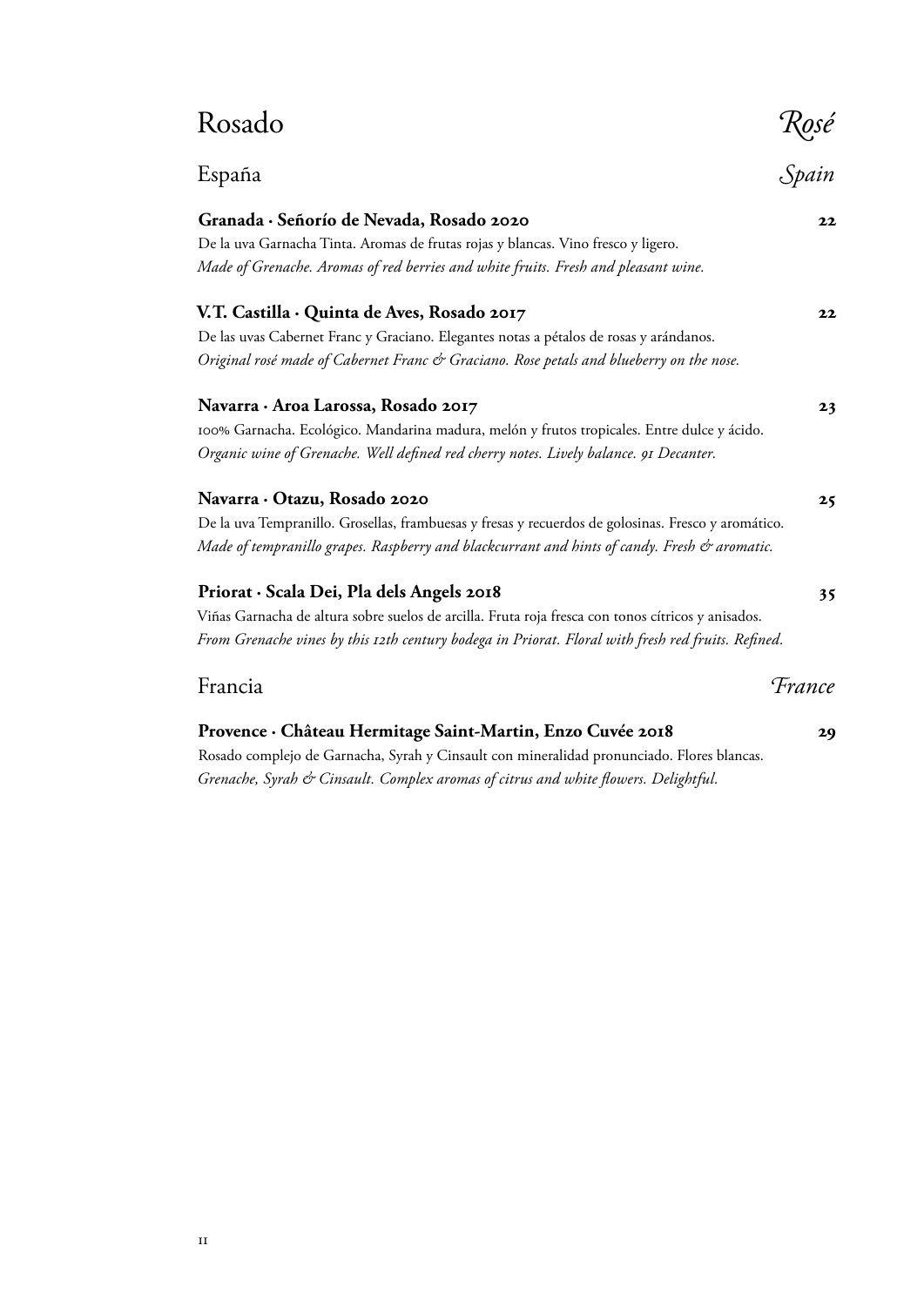# Rosado *Rosé*

## España *Spain*

**Granada · Señorío de Nevada, Rosado 2020** **22**

De la uva Garnacha Tinta. Aromas de frutas rojas y blancas. Vino fresco y ligero.
*Made of Grenache. Aromas of red berries and white fruits. Fresh and pleasant wine.*

**V.T. Castilla · Quinta de Aves, Rosado 2017** **22**

De las uvas Cabernet Franc y Graciano. Elegantes notas a pétalos de rosas y arándanos.
*Original rosé made of Cabernet Franc & Graciano. Rose petals and blueberry on the nose.*

**Navarra · Aroa Larossa, Rosado 2017** **23**

100% Garnacha. Ecológico. Mandarina madura, melón y frutos tropicales. Entre dulce y ácido.
*Organic wine of Grenache. Well defined red cherry notes. Lively balance. 91 Decanter.*

**Navarra · Otazu, Rosado 2020** **25**

De la uva Tempranillo. Grosellas, frambuesas y fresas y recuerdos de golosinas. Fresco y aromático.
*Made of tempranillo grapes. Raspberry and blackcurrant and hints of candy. Fresh & aromatic.*

**Priorat · Scala Dei, Pla dels Angels 2018** **35**

Viñas Garnacha de altura sobre suelos de arcilla. Fruta roja fresca con tonos cítricos y anisados.
*From Grenache vines by this 12th century bodega in Priorat. Floral with fresh red fruits. Refined.*

## Francia *France*

**Provence · Château Hermitage Saint-Martin, Enzo Cuvée 2018** **29**

Rosado complejo de Garnacha, Syrah y Cinsault con mineralidad pronunciado. Flores blancas.
*Grenache, Syrah & Cinsault. Complex aromas of citrus and white flowers. Delightful.*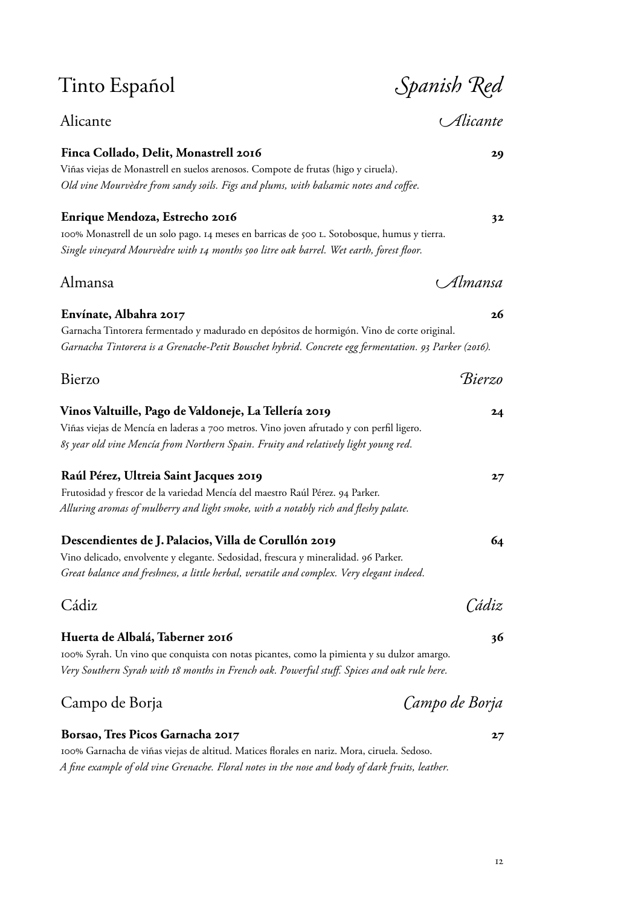# Tinto Español — *Spanish Red*

## Alicante — *Alicante*

**Finca Collado, Delit, Monastrell 2016** — **29**
Viñas viejas de Monastrell en suelos arenosos. Compote de frutas (higo y ciruela).
*Old vine Mourvèdre from sandy soils. Figs and plums, with balsamic notes and coffee.*

**Enrique Mendoza, Estrecho 2016** — **32**
100% Monastrell de un solo pago. 14 meses en barricas de 500 L. Sotobosque, humus y tierra.
*Single vineyard Mourvèdre with 14 months 500 litre oak barrel. Wet earth, forest floor.*

## Almansa — *Almansa*

**Envínate, Albahra 2017** — **26**
Garnacha Tintorera fermentado y madurado en depósitos de hormigón. Vino de corte original.
*Garnacha Tintorera is a Grenache-Petit Bouschet hybrid. Concrete egg fermentation. 93 Parker (2016).*

## Bierzo — *Bierzo*

**Vinos Valtuille, Pago de Valdoneje, La Tellería 2019** — **24**
Viñas viejas de Mencía en laderas a 700 metros. Vino joven afrutado y con perfil ligero.
*85 year old vine Mencía from Northern Spain. Fruity and relatively light young red.*

**Raúl Pérez, Ultreia Saint Jacques 2019** — **27**
Frutosidad y frescor de la variedad Mencía del maestro Raúl Pérez. 94 Parker.
*Alluring aromas of mulberry and light smoke, with a notably rich and fleshy palate.*

**Descendientes de J. Palacios, Villa de Corullón 2019** — **64**
Vino delicado, envolvente y elegante. Sedosidad, frescura y mineralidad. 96 Parker.
*Great balance and freshness, a little herbal, versatile and complex. Very elegant indeed.*

## Cádiz — *Cádiz*

**Huerta de Albalá, Taberner 2016** — **36**
100% Syrah. Un vino que conquista con notas picantes, como la pimienta y su dulzor amargo.
*Very Southern Syrah with 18 months in French oak. Powerful stuff. Spices and oak rule here.*

## Campo de Borja — *Campo de Borja*

**Borsao, Tres Picos Garnacha 2017** — **27**
100% Garnacha de viñas viejas de altitud. Matices florales en nariz. Mora, ciruela. Sedoso.
*A fine example of old vine Grenache. Floral notes in the nose and body of dark fruits, leather.*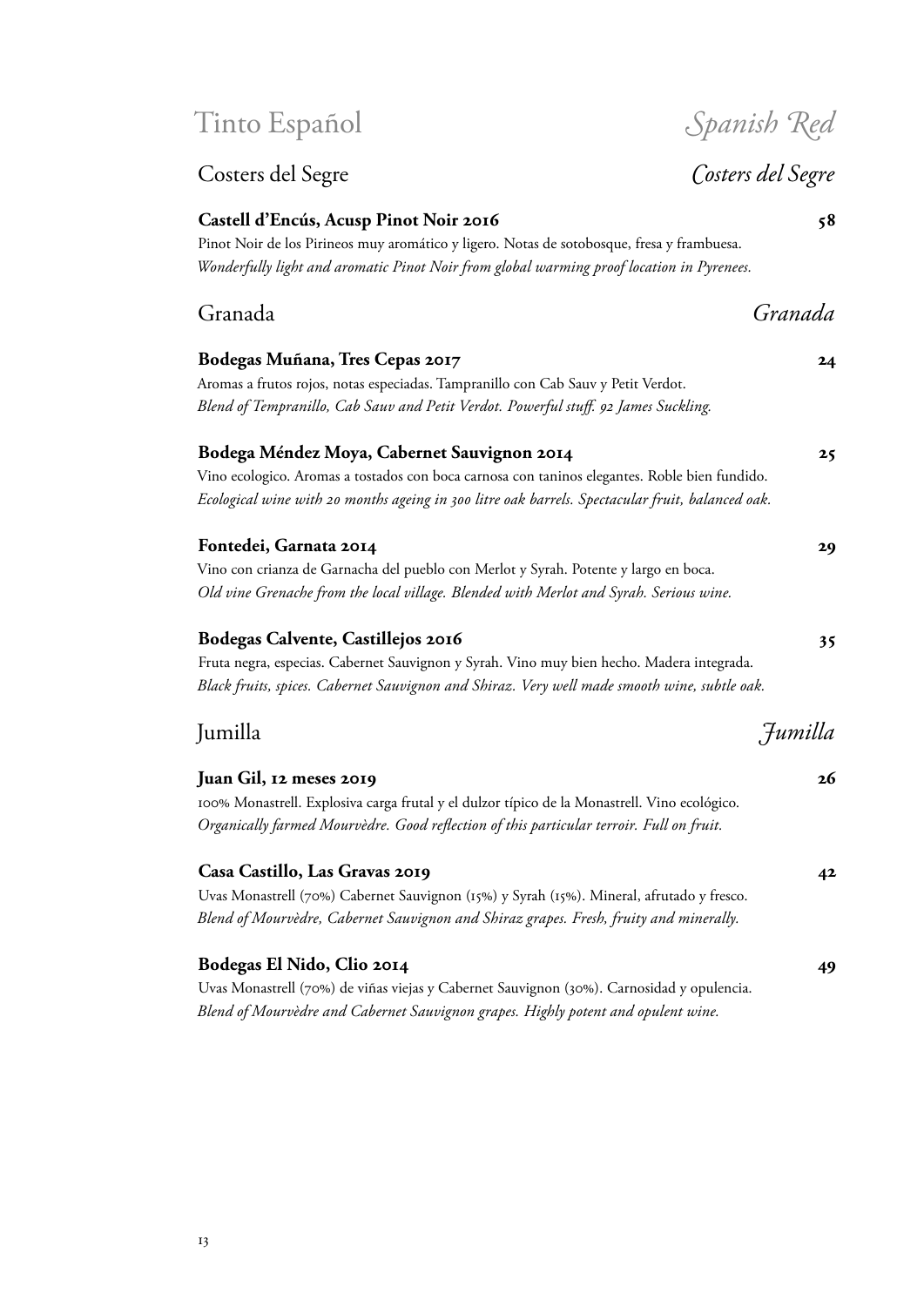# Tinto Español — *Spanish Red*

## Costers del Segre — *Costers del Segre*

**Castell d'Encús, Acusp Pinot Noir 2016** — **58**
Pinot Noir de los Pirineos muy aromático y ligero. Notas de sotobosque, fresa y frambuesa.
*Wonderfully light and aromatic Pinot Noir from global warming proof location in Pyrenees.*

## Granada — *Granada*

**Bodegas Muñana, Tres Cepas 2017** — **24**
Aromas a frutos rojos, notas especiadas. Tampranillo con Cab Sauv y Petit Verdot.
*Blend of Tempranillo, Cab Sauv and Petit Verdot. Powerful stuff. 92 James Suckling.*

**Bodega Méndez Moya, Cabernet Sauvignon 2014** — **25**
Vino ecologico. Aromas a tostados con boca carnosa con taninos elegantes. Roble bien fundido.
*Ecological wine with 20 months ageing in 300 litre oak barrels. Spectacular fruit, balanced oak.*

**Fontedei, Garnata 2014** — **29**
Vino con crianza de Garnacha del pueblo con Merlot y Syrah. Potente y largo en boca.
*Old vine Grenache from the local village. Blended with Merlot and Syrah. Serious wine.*

**Bodegas Calvente, Castillejos 2016** — **35**
Fruta negra, especias. Cabernet Sauvignon y Syrah. Vino muy bien hecho. Madera integrada.
*Black fruits, spices. Cabernet Sauvignon and Shiraz. Very well made smooth wine, subtle oak.*

## Jumilla — *Jumilla*

**Juan Gil, 12 meses 2019** — **26**
100% Monastrell. Explosiva carga frutal y el dulzor típico de la Monastrell. Vino ecológico.
*Organically farmed Mourvèdre. Good reflection of this particular terroir. Full on fruit.*

**Casa Castillo, Las Gravas 2019** — **42**
Uvas Monastrell (70%) Cabernet Sauvignon (15%) y Syrah (15%). Mineral, afrutado y fresco.
*Blend of Mourvèdre, Cabernet Sauvignon and Shiraz grapes. Fresh, fruity and minerally.*

**Bodegas El Nido, Clio 2014** — **49**
Uvas Monastrell (70%) de viñas viejas y Cabernet Sauvignon (30%). Carnosidad y opulencia.
*Blend of Mourvèdre and Cabernet Sauvignon grapes. Highly potent and opulent wine.*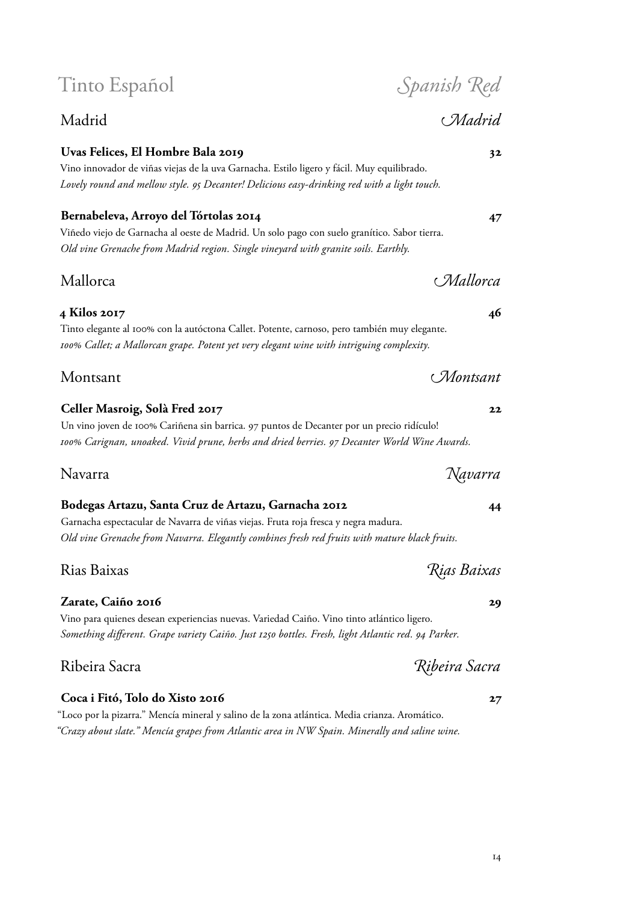# Tinto Español — *Spanish Red*

## Madrid — *Madrid*

**Uvas Felices, El Hombre Bala 2019** — **32**

Vino innovador de viñas viejas de la uva Garnacha. Estilo ligero y fácil. Muy equilibrado.
*Lovely round and mellow style. 95 Decanter! Delicious easy-drinking red with a light touch.*

**Bernabeleva, Arroyo del Tórtolas 2014** — **47**

Viñedo viejo de Garnacha al oeste de Madrid. Un solo pago con suelo granítico. Sabor tierra.
*Old vine Grenache from Madrid region. Single vineyard with granite soils. Earthly.*

## Mallorca — *Mallorca*

**4 Kilos 2017** — **46**

Tinto elegante al 100% con la autóctona Callet. Potente, carnoso, pero también muy elegante.
*100% Callet; a Mallorcan grape. Potent yet very elegant wine with intriguing complexity.*

## Montsant — *Montsant*

**Celler Masroig, Solà Fred 2017** — **22**

Un vino joven de 100% Cariñena sin barrica. 97 puntos de Decanter por un precio ridículo!
*100% Carignan, unoaked. Vivid prune, herbs and dried berries. 97 Decanter World Wine Awards.*

## Navarra — *Navarra*

**Bodegas Artazu, Santa Cruz de Artazu, Garnacha 2012** — **44**

Garnacha espectacular de Navarra de viñas viejas. Fruta roja fresca y negra madura.
*Old vine Grenache from Navarra. Elegantly combines fresh red fruits with mature black fruits.*

## Rias Baixas — *Rias Baixas*

**Zarate, Caiño 2016** — **29**

Vino para quienes desean experiencias nuevas. Variedad Caiño. Vino tinto atlántico ligero.
*Something different. Grape variety Caiño. Just 1250 bottles. Fresh, light Atlantic red. 94 Parker.*

## Ribeira Sacra — *Ribeira Sacra*

**Coca i Fitó, Tolo do Xisto 2016** — **27**

"Loco por la pizarra." Mencía mineral y salino de la zona atlántica. Media crianza. Aromático.
*"Crazy about slate." Mencía grapes from Atlantic area in NW Spain. Minerally and saline wine.*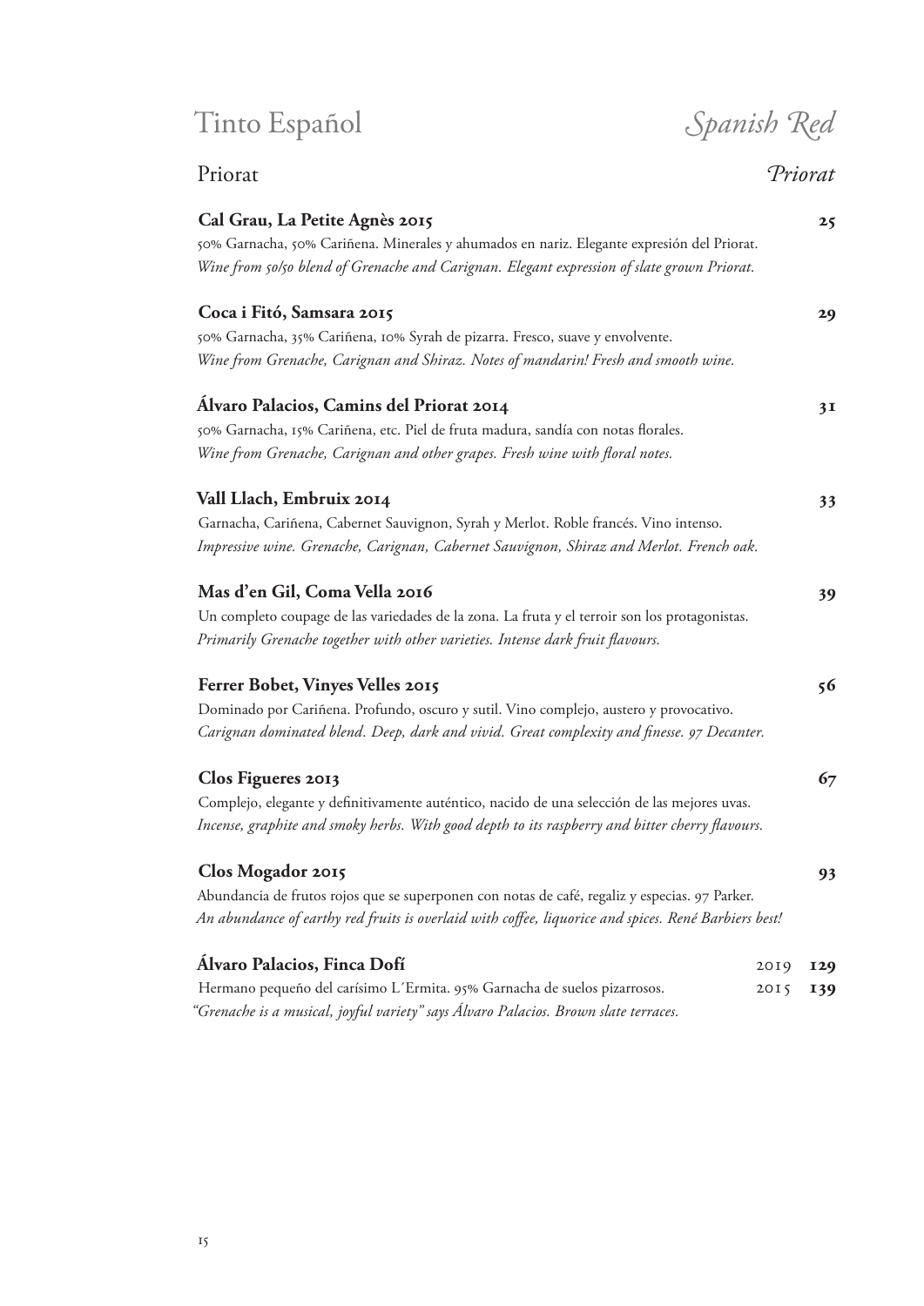# Tinto Español — *Spanish Red*

## Priorat — *Priorat*

**Cal Grau, La Petite Agnès 2015** — **25**

50% Garnacha, 50% Cariñena. Minerales y ahumados en nariz. Elegante expresión del Priorat.
*Wine from 50/50 blend of Grenache and Carignan. Elegant expression of slate grown Priorat.*

**Coca i Fitó, Samsara 2015** — **29**

50% Garnacha, 35% Cariñena, 10% Syrah de pizarra. Fresco, suave y envolvente.
*Wine from Grenache, Carignan and Shiraz. Notes of mandarin! Fresh and smooth wine.*

**Álvaro Palacios, Camins del Priorat 2014** — **31**

50% Garnacha, 15% Cariñena, etc. Piel de fruta madura, sandía con notas florales.
*Wine from Grenache, Carignan and other grapes. Fresh wine with floral notes.*

**Vall Llach, Embruix 2014** — **33**

Garnacha, Cariñena, Cabernet Sauvignon, Syrah y Merlot. Roble francés. Vino intenso.
*Impressive wine. Grenache, Carignan, Cabernet Sauvignon, Shiraz and Merlot. French oak.*

**Mas d'en Gil, Coma Vella 2016** — **39**

Un completo coupage de las variedades de la zona. La fruta y el terroir son los protagonistas.
*Primarily Grenache together with other varieties. Intense dark fruit flavours.*

**Ferrer Bobet, Vinyes Velles 2015** — **56**

Dominado por Cariñena. Profundo, oscuro y sutil. Vino complejo, austero y provocativo.
*Carignan dominated blend. Deep, dark and vivid. Great complexity and finesse. 97 Decanter.*

**Clos Figueres 2013** — **67**

Complejo, elegante y definitivamente auténtico, nacido de una selección de las mejores uvas.
*Incense, graphite and smoky herbs. With good depth to its raspberry and bitter cherry flavours.*

**Clos Mogador 2015** — **93**

Abundancia de frutos rojos que se superponen con notas de café, regaliz y especias. 97 Parker.
*An abundance of earthy red fruits is overlaid with coffee, liquorice and spices. René Barbiers best!*

**Álvaro Palacios, Finca Dofí** — 2019 **129** / 2015 **139**

Hermano pequeño del carísimo L´Ermita. 95% Garnacha de suelos pizarrosos.
*"Grenache is a musical, joyful variety" says Álvaro Palacios. Brown slate terraces.*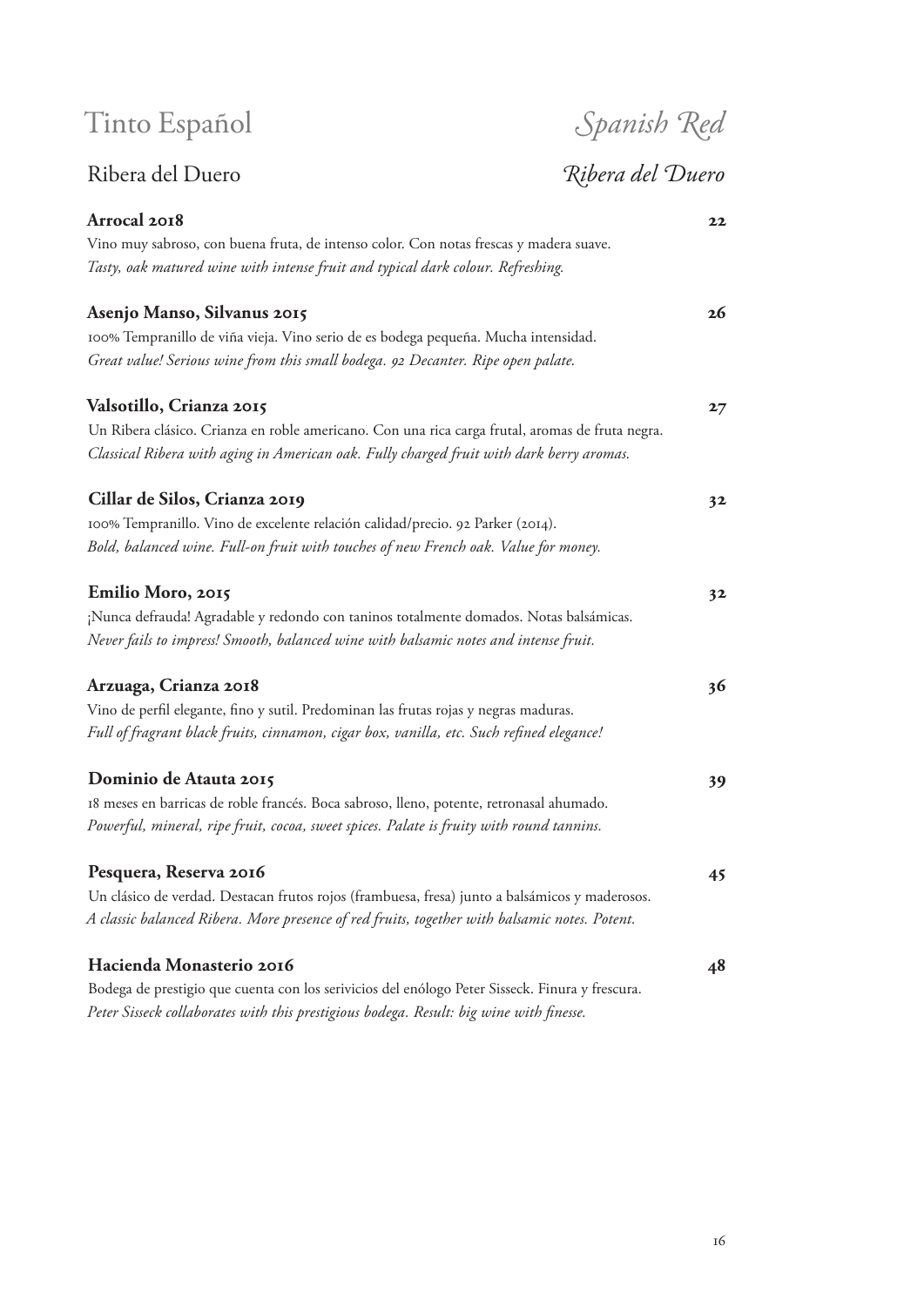# Tinto Español — *Spanish Red*

## Ribera del Duero — *Ribera del Duero*

**Arrocal 2018** — **22**
Vino muy sabroso, con buena fruta, de intenso color. Con notas frescas y madera suave.
*Tasty, oak matured wine with intense fruit and typical dark colour. Refreshing.*

**Asenjo Manso, Silvanus 2015** — **26**
100% Tempranillo de viña vieja. Vino serio de es bodega pequeña. Mucha intensidad.
*Great value! Serious wine from this small bodega. 92 Decanter. Ripe open palate.*

**Valsotillo, Crianza 2015** — **27**
Un Ribera clásico. Crianza en roble americano. Con una rica carga frutal, aromas de fruta negra.
*Classical Ribera with aging in American oak. Fully charged fruit with dark berry aromas.*

**Cillar de Silos, Crianza 2019** — **32**
100% Tempranillo. Vino de excelente relación calidad/precio. 92 Parker (2014).
*Bold, balanced wine. Full-on fruit with touches of new French oak. Value for money.*

**Emilio Moro, 2015** — **32**
¡Nunca defrauda! Agradable y redondo con taninos totalmente domados. Notas balsámicas.
*Never fails to impress! Smooth, balanced wine with balsamic notes and intense fruit.*

**Arzuaga, Crianza 2018** — **36**
Vino de perfil elegante, fino y sutil. Predominan las frutas rojas y negras maduras.
*Full of fragrant black fruits, cinnamon, cigar box, vanilla, etc. Such refined elegance!*

**Dominio de Atauta 2015** — **39**
18 meses en barricas de roble francés. Boca sabroso, lleno, potente, retronasal ahumado.
*Powerful, mineral, ripe fruit, cocoa, sweet spices. Palate is fruity with round tannins.*

**Pesquera, Reserva 2016** — **45**
Un clásico de verdad. Destacan frutos rojos (frambuesa, fresa) junto a balsámicos y maderosos.
*A classic balanced Ribera. More presence of red fruits, together with balsamic notes. Potent.*

**Hacienda Monasterio 2016** — **48**
Bodega de prestigio que cuenta con los serivicios del enólogo Peter Sisseck. Finura y frescura.
*Peter Sisseck collaborates with this prestigious bodega. Result: big wine with finesse.*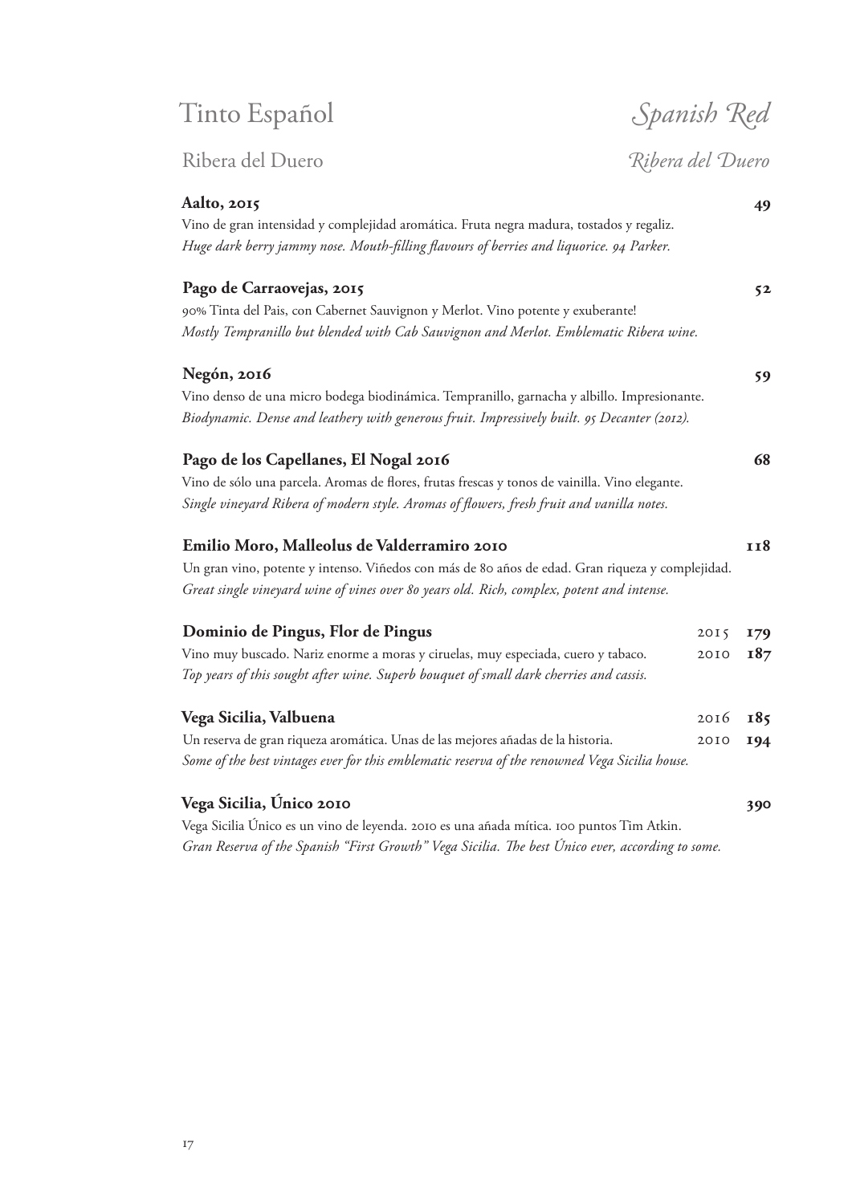# Tinto Español — *Spanish Red*

## Ribera del Duero — *Ribera del Duero*

**Aalto, 2015** — **49**
Vino de gran intensidad y complejidad aromática. Fruta negra madura, tostados y regaliz.
*Huge dark berry jammy nose. Mouth-filling flavours of berries and liquorice. 94 Parker.*

**Pago de Carraovejas, 2015** — **52**
90% Tinta del Pais, con Cabernet Sauvignon y Merlot. Vino potente y exuberante!
*Mostly Tempranillo but blended with Cab Sauvignon and Merlot. Emblematic Ribera wine.*

**Negón, 2016** — **59**
Vino denso de una micro bodega biodinámica. Tempranillo, garnacha y albillo. Impresionante.
*Biodynamic. Dense and leathery with generous fruit. Impressively built. 95 Decanter (2012).*

**Pago de los Capellanes, El Nogal 2016** — **68**
Vino de sólo una parcela. Aromas de flores, frutas frescas y tonos de vainilla. Vino elegante.
*Single vineyard Ribera of modern style. Aromas of flowers, fresh fruit and vanilla notes.*

**Emilio Moro, Malleolus de Valderramiro 2010** — **118**
Un gran vino, potente y intenso. Viñedos con más de 80 años de edad. Gran riqueza y complejidad.
*Great single vineyard wine of vines over 80 years old. Rich, complex, potent and intense.*

**Dominio de Pingus, Flor de Pingus** — 2015 **179** / 2010 **187**
Vino muy buscado. Nariz enorme a moras y ciruelas, muy especiada, cuero y tabaco.
*Top years of this sought after wine. Superb bouquet of small dark cherries and cassis.*

**Vega Sicilia, Valbuena** — 2016 **185** / 2010 **194**
Un reserva de gran riqueza aromática. Unas de las mejores añadas de la historia.
*Some of the best vintages ever for this emblematic reserva of the renowned Vega Sicilia house.*

**Vega Sicilia, Único 2010** — **390**
Vega Sicilia Único es un vino de leyenda. 2010 es una añada mítica. 100 puntos Tim Atkin.
*Gran Reserva of the Spanish "First Growth" Vega Sicilia. The best Único ever, according to some.*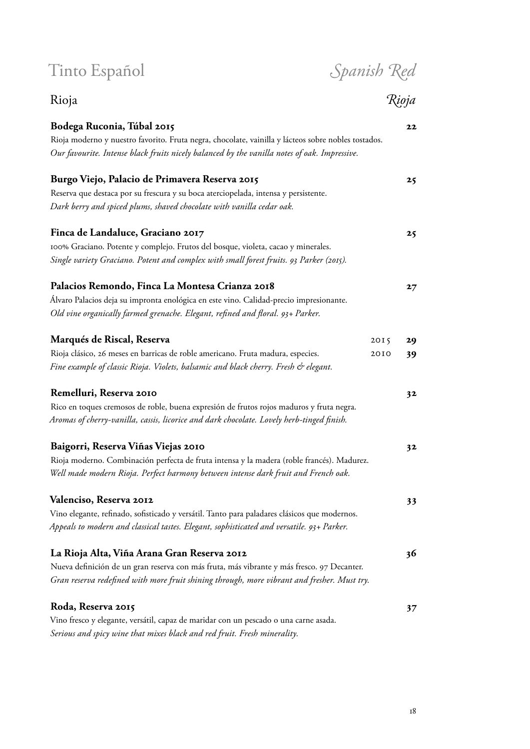# Tinto Español *Spanish Red*

## Rioja *Rioja*

**Bodega Ruconia, Túbal 2015** **22**
Rioja moderno y nuestro favorito. Fruta negra, chocolate, vainilla y lácteos sobre nobles tostados.
*Our favourite. Intense black fruits nicely balanced by the vanilla notes of oak. Impressive.*

**Burgo Viejo, Palacio de Primavera Reserva 2015** **25**
Reserva que destaca por su frescura y su boca aterciopelada, intensa y persistente.
*Dark berry and spiced plums, shaved chocolate with vanilla cedar oak.*

**Finca de Landaluce, Graciano 2017** **25**
100% Graciano. Potente y complejo. Frutos del bosque, violeta, cacao y minerales.
*Single variety Graciano. Potent and complex with small forest fruits. 93 Parker (2015).*

**Palacios Remondo, Finca La Montesa Crianza 2018** **27**
Álvaro Palacios deja su impronta enológica en este vino. Calidad-precio impresionante.
*Old vine organically farmed grenache. Elegant, refined and floral. 93+ Parker.*

**Marqués de Riscal, Reserva** 2015 **29** / 2010 **39**
Rioja clásico, 26 meses en barricas de roble americano. Fruta madura, especies.
*Fine example of classic Rioja. Violets, balsamic and black cherry. Fresh & elegant.*

**Remelluri, Reserva 2010** **32**
Rico en toques cremosos de roble, buena expresión de frutos rojos maduros y fruta negra.
*Aromas of cherry-vanilla, cassis, licorice and dark chocolate. Lovely herb-tinged finish.*

**Baigorri, Reserva Viñas Viejas 2010** **32**
Rioja moderno. Combinación perfecta de fruta intensa y la madera (roble francés). Madurez.
*Well made modern Rioja. Perfect harmony between intense dark fruit and French oak.*

**Valenciso, Reserva 2012** **33**
Vino elegante, refinado, sofisticado y versátil. Tanto para paladares clásicos que modernos.
*Appeals to modern and classical tastes. Elegant, sophisticated and versatile. 93+ Parker.*

**La Rioja Alta, Viña Arana Gran Reserva 2012** **36**
Nueva definición de un gran reserva con más fruta, más vibrante y más fresco. 97 Decanter.
*Gran reserva redefined with more fruit shining through, more vibrant and fresher. Must try.*

**Roda, Reserva 2015** **37**
Vino fresco y elegante, versátil, capaz de maridar con un pescado o una carne asada.
*Serious and spicy wine that mixes black and red fruit. Fresh minerality.*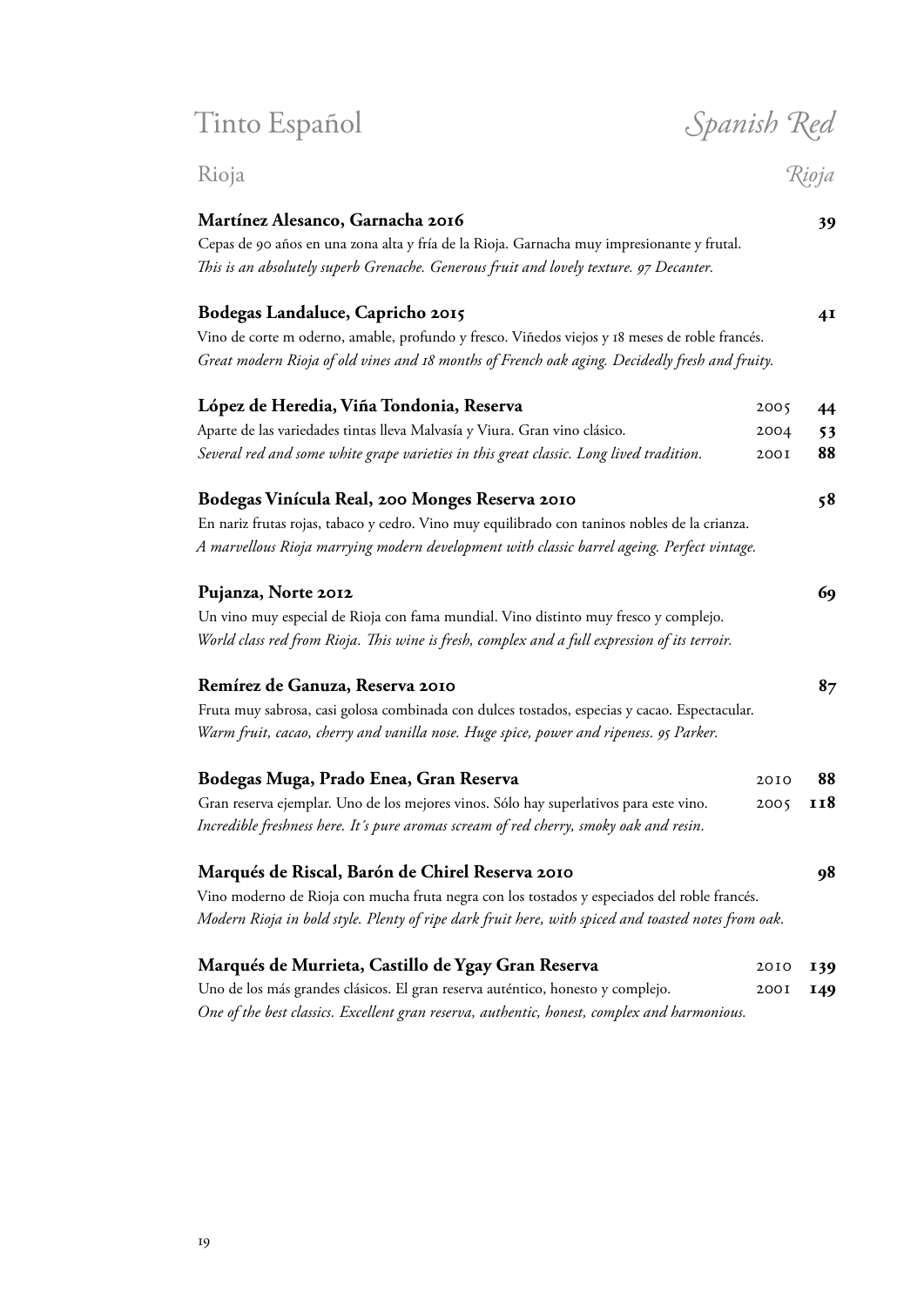# Tinto Español — *Spanish Red*

## Rioja — *Rioja*

**Martínez Alesanco, Garnacha 2016** — **39**
Cepas de 90 años en una zona alta y fría de la Rioja. Garnacha muy impresionante y frutal.
*This is an absolutely superb Grenache. Generous fruit and lovely texture. 97 Decanter.*

**Bodegas Landaluce, Capricho 2015** — **41**
Vino de corte m oderno, amable, profundo y fresco. Viñedos viejos y 18 meses de roble francés.
*Great modern Rioja of old vines and 18 months of French oak aging. Decidedly fresh and fruity.*

**López de Heredia, Viña Tondonia, Reserva**
Aparte de las variedades tintas lleva Malvasía y Viura. Gran vino clásico.
*Several red and some white grape varieties in this great classic. Long lived tradition.*

| Vintage | Price |
|---|---|
| 2005 | **44** |
| 2004 | **53** |
| 2001 | **88** |

**Bodegas Vinícula Real, 200 Monges Reserva 2010** — **58**
En nariz frutas rojas, tabaco y cedro. Vino muy equilibrado con taninos nobles de la crianza.
*A marvellous Rioja marrying modern development with classic barrel ageing. Perfect vintage.*

**Pujanza, Norte 2012** — **69**
Un vino muy especial de Rioja con fama mundial. Vino distinto muy fresco y complejo.
*World class red from Rioja. This wine is fresh, complex and a full expression of its terroir.*

**Remírez de Ganuza, Reserva 2010** — **87**
Fruta muy sabrosa, casi golosa combinada con dulces tostados, especias y cacao. Espectacular.
*Warm fruit, cacao, cherry and vanilla nose. Huge spice, power and ripeness. 95 Parker.*

**Bodegas Muga, Prado Enea, Gran Reserva**
Gran reserva ejemplar. Uno de los mejores vinos. Sólo hay superlativos para este vino.
*Incredible freshness here. It´s pure aromas scream of red cherry, smoky oak and resin.*

| Vintage | Price |
|---|---|
| 2010 | **88** |
| 2005 | **118** |

**Marqués de Riscal, Barón de Chirel Reserva 2010** — **98**
Vino moderno de Rioja con mucha fruta negra con los tostados y especiados del roble francés.
*Modern Rioja in bold style. Plenty of ripe dark fruit here, with spiced and toasted notes from oak.*

**Marqués de Murrieta, Castillo de Ygay Gran Reserva**
Uno de los más grandes clásicos. El gran reserva auténtico, honesto y complejo.
*One of the best classics. Excellent gran reserva, authentic, honest, complex and harmonious.*

| Vintage | Price |
|---|---|
| 2010 | **139** |
| 2001 | **149** |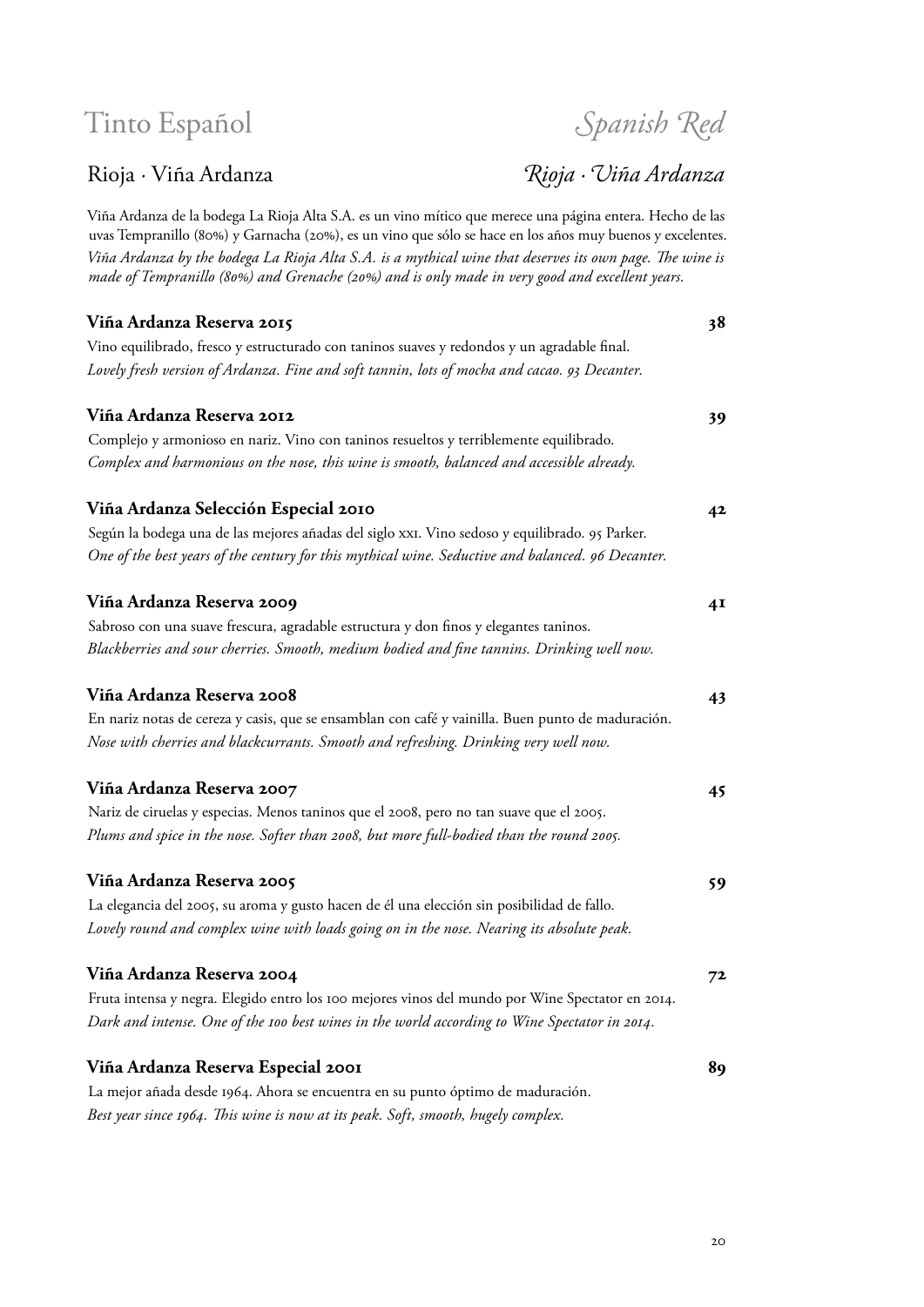# Tinto Español *Spanish Red*

## Rioja · Viña Ardanza *Rioja · Viña Ardanza*

Viña Ardanza de la bodega La Rioja Alta S.A. es un vino mítico que merece una página entera. Hecho de las uvas Tempranillo (80%) y Garnacha (20%), es un vino que sólo se hace en los años muy buenos y excelentes.
*Viña Ardanza by the bodega La Rioja Alta S.A. is a mythical wine that deserves its own page. The wine is made of Tempranillo (80%) and Grenache (20%) and is only made in very good and excellent years.*

**Viña Ardanza Reserva 2015** **38**
Vino equilibrado, fresco y estructurado con taninos suaves y redondos y un agradable final.
*Lovely fresh version of Ardanza. Fine and soft tannin, lots of mocha and cacao. 93 Decanter.*

**Viña Ardanza Reserva 2012** **39**
Complejo y armonioso en nariz. Vino con taninos resueltos y terriblemente equilibrado.
*Complex and harmonious on the nose, this wine is smooth, balanced and accessible already.*

**Viña Ardanza Selección Especial 2010** **42**
Según la bodega una de las mejores añadas del siglo XXI. Vino sedoso y equilibrado. 95 Parker.
*One of the best years of the century for this mythical wine. Seductive and balanced. 96 Decanter.*

**Viña Ardanza Reserva 2009** **41**
Sabroso con una suave frescura, agradable estructura y don finos y elegantes taninos.
*Blackberries and sour cherries. Smooth, medium bodied and fine tannins. Drinking well now.*

**Viña Ardanza Reserva 2008** **43**
En nariz notas de cereza y casis, que se ensamblan con café y vainilla. Buen punto de maduración.
*Nose with cherries and blackcurrants. Smooth and refreshing. Drinking very well now.*

**Viña Ardanza Reserva 2007** **45**
Nariz de ciruelas y especias. Menos taninos que el 2008, pero no tan suave que el 2005.
*Plums and spice in the nose. Softer than 2008, but more full-bodied than the round 2005.*

**Viña Ardanza Reserva 2005** **59**
La elegancia del 2005, su aroma y gusto hacen de él una elección sin posibilidad de fallo.
*Lovely round and complex wine with loads going on in the nose. Nearing its absolute peak.*

**Viña Ardanza Reserva 2004** **72**
Fruta intensa y negra. Elegido entro los 100 mejores vinos del mundo por Wine Spectator en 2014.
*Dark and intense. One of the 100 best wines in the world according to Wine Spectator in 2014.*

**Viña Ardanza Reserva Especial 2001** **89**
La mejor añada desde 1964. Ahora se encuentra en su punto óptimo de maduración.
*Best year since 1964. This wine is now at its peak. Soft, smooth, hugely complex.*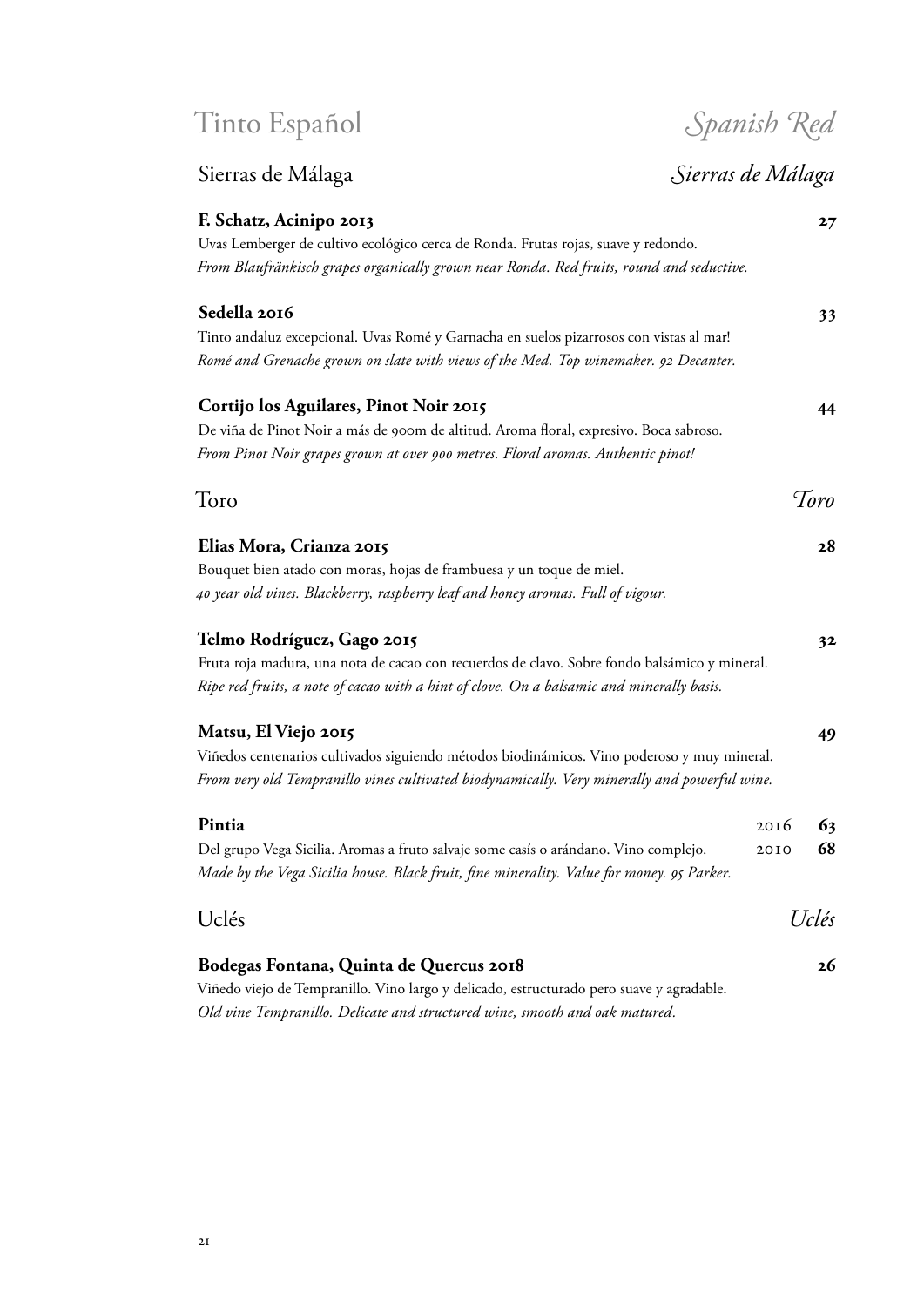# Tinto Español — *Spanish Red*

## Sierras de Málaga — *Sierras de Málaga*

**F. Schatz, Acinipo 2013** — **27**

Uvas Lemberger de cultivo ecológico cerca de Ronda. Frutas rojas, suave y redondo.
*From Blaufränkisch grapes organically grown near Ronda. Red fruits, round and seductive.*

**Sedella 2016** — **33**

Tinto andaluz excepcional. Uvas Romé y Garnacha en suelos pizarrosos con vistas al mar!
*Romé and Grenache grown on slate with views of the Med. Top winemaker. 92 Decanter.*

**Cortijo los Aguilares, Pinot Noir 2015** — **44**

De viña de Pinot Noir a más de 900m de altitud. Aroma floral, expresivo. Boca sabroso.
*From Pinot Noir grapes grown at over 900 metres. Floral aromas. Authentic pinot!*

## Toro — *Toro*

**Elias Mora, Crianza 2015** — **28**

Bouquet bien atado con moras, hojas de frambuesa y un toque de miel.
*40 year old vines. Blackberry, raspberry leaf and honey aromas. Full of vigour.*

**Telmo Rodríguez, Gago 2015** — **32**

Fruta roja madura, una nota de cacao con recuerdos de clavo. Sobre fondo balsámico y mineral.
*Ripe red fruits, a note of cacao with a hint of clove. On a balsamic and minerally basis.*

**Matsu, El Viejo 2015** — **49**

Viñedos centenarios cultivados siguiendo métodos biodinámicos. Vino poderoso y muy mineral.
*From very old Tempranillo vines cultivated biodynamically. Very minerally and powerful wine.*

**Pintia** — 2016 **63** / 2010 **68**

Del grupo Vega Sicilia. Aromas a fruto salvaje some casís o arándano. Vino complejo.
*Made by the Vega Sicilia house. Black fruit, fine minerality. Value for money. 95 Parker.*

## Uclés — *Uclés*

**Bodegas Fontana, Quinta de Quercus 2018** — **26**

Viñedo viejo de Tempranillo. Vino largo y delicado, estructurado pero suave y agradable.
*Old vine Tempranillo. Delicate and structured wine, smooth and oak matured.*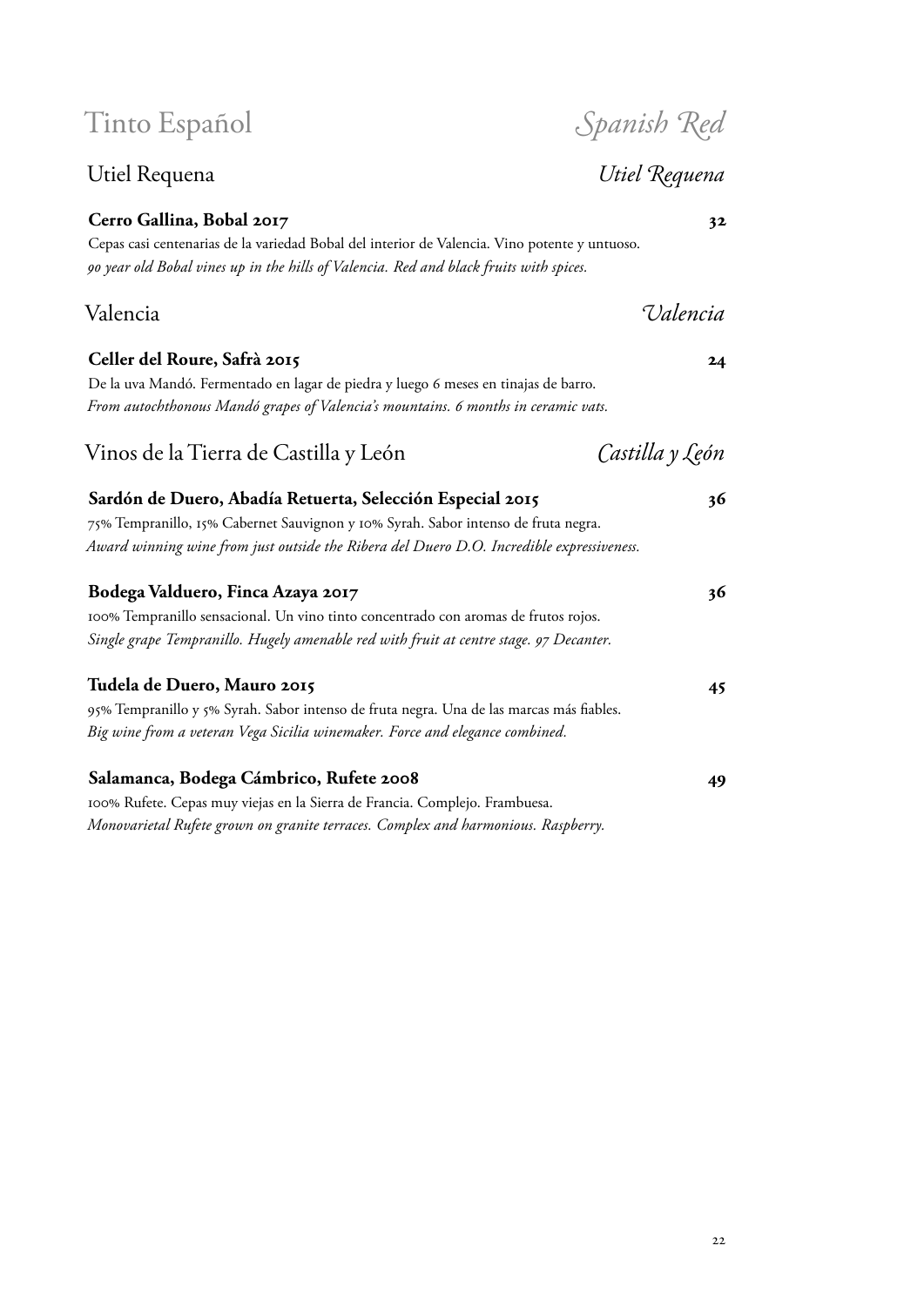# Tinto Español — *Spanish Red*

## Utiel Requena — *Utiel Requena*

**Cerro Gallina, Bobal 2017** — **32**

Cepas casi centenarias de la variedad Bobal del interior de Valencia. Vino potente y untuoso.
*90 year old Bobal vines up in the hills of Valencia. Red and black fruits with spices.*

## Valencia — *Valencia*

**Celler del Roure, Safrà 2015** — **24**

De la uva Mandó. Fermentado en lagar de piedra y luego 6 meses en tinajas de barro.
*From autochthonous Mandó grapes of Valencia's mountains. 6 months in ceramic vats.*

## Vinos de la Tierra de Castilla y León — *Castilla y León*

**Sardón de Duero, Abadía Retuerta, Selección Especial 2015** — **36**

75% Tempranillo, 15% Cabernet Sauvignon y 10% Syrah. Sabor intenso de fruta negra.
*Award winning wine from just outside the Ribera del Duero D.O. Incredible expressiveness.*

**Bodega Valduero, Finca Azaya 2017** — **36**

100% Tempranillo sensacional. Un vino tinto concentrado con aromas de frutos rojos.
*Single grape Tempranillo. Hugely amenable red with fruit at centre stage. 97 Decanter.*

**Tudela de Duero, Mauro 2015** — **45**

95% Tempranillo y 5% Syrah. Sabor intenso de fruta negra. Una de las marcas más fiables.
*Big wine from a veteran Vega Sicilia winemaker. Force and elegance combined.*

**Salamanca, Bodega Cámbrico, Rufete 2008** — **49**

100% Rufete. Cepas muy viejas en la Sierra de Francia. Complejo. Frambuesa.
*Monovarietal Rufete grown on granite terraces. Complex and harmonious. Raspberry.*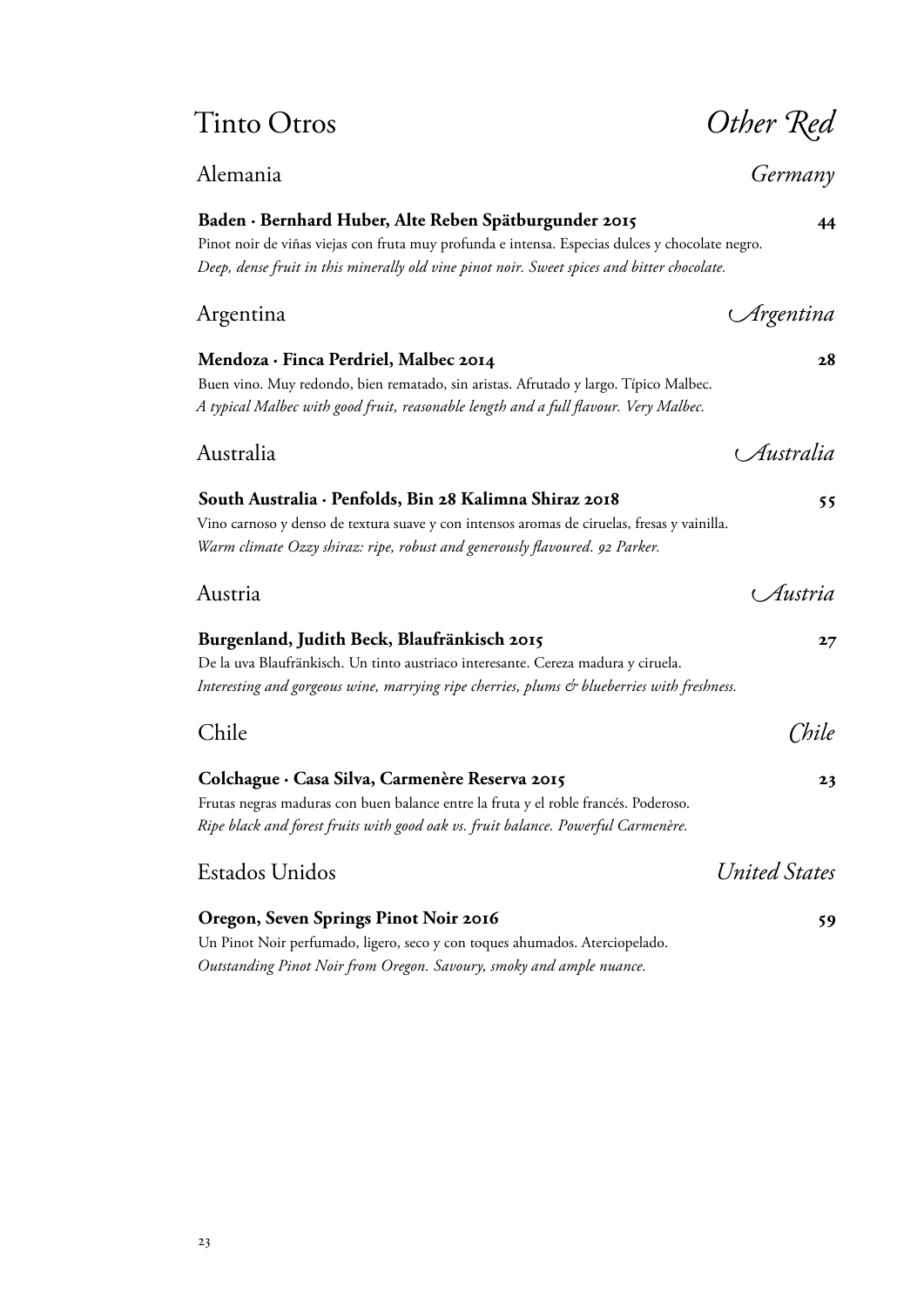# Tinto Otros — *Other Red*

## Alemania — *Germany*

**Baden · Bernhard Huber, Alte Reben Spätburgunder 2015** — **44**

Pinot noir de viñas viejas con fruta muy profunda e intensa. Especias dulces y chocolate negro.
*Deep, dense fruit in this minerally old vine pinot noir. Sweet spices and bitter chocolate.*

## Argentina — *Argentina*

**Mendoza · Finca Perdriel, Malbec 2014** — **28**

Buen vino. Muy redondo, bien rematado, sin aristas. Afrutado y largo. Típico Malbec.
*A typical Malbec with good fruit, reasonable length and a full flavour. Very Malbec.*

## Australia — *Australia*

**South Australia · Penfolds, Bin 28 Kalimna Shiraz 2018** — **55**

Vino carnoso y denso de textura suave y con intensos aromas de ciruelas, fresas y vainilla.
*Warm climate Ozzy shiraz: ripe, robust and generously flavoured. 92 Parker.*

## Austria — *Austria*

**Burgenland, Judith Beck, Blaufränkisch 2015** — **27**

De la uva Blaufränkisch. Un tinto austriaco interesante. Cereza madura y ciruela.
*Interesting and gorgeous wine, marrying ripe cherries, plums & blueberries with freshness.*

## Chile — *Chile*

**Colchague · Casa Silva, Carmenère Reserva 2015** — **23**

Frutas negras maduras con buen balance entre la fruta y el roble francés. Poderoso.
*Ripe black and forest fruits with good oak vs. fruit balance. Powerful Carmenère.*

## Estados Unidos — *United States*

**Oregon, Seven Springs Pinot Noir 2016** — **59**

Un Pinot Noir perfumado, ligero, seco y con toques ahumados. Aterciopelado.
*Outstanding Pinot Noir from Oregon. Savoury, smoky and ample nuance.*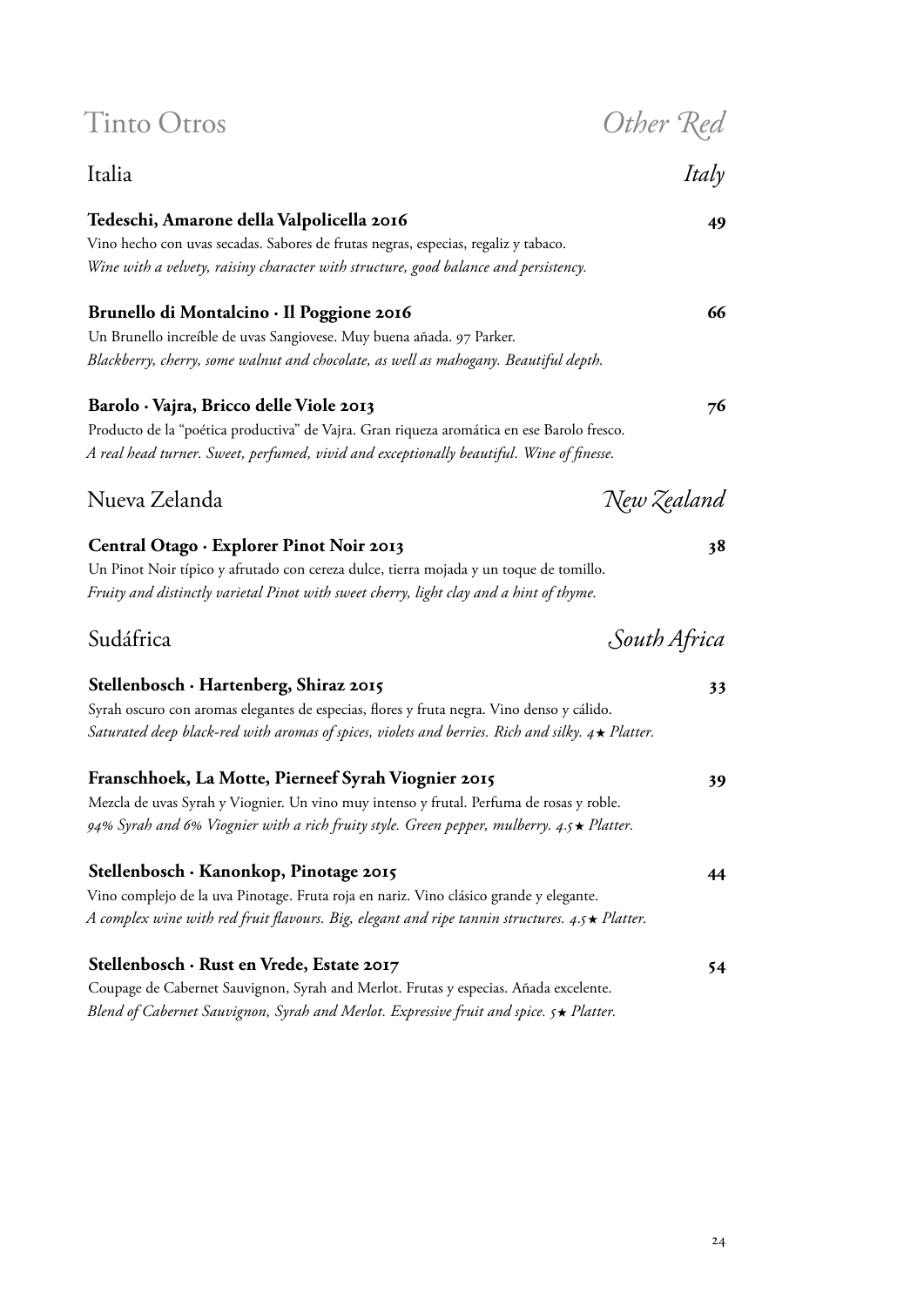# Tinto Otros *Other Red*

## Italia *Italy*

**Tedeschi, Amarone della Valpolicella 2016** **49**

Vino hecho con uvas secadas. Sabores de frutas negras, especias, regaliz y tabaco.

*Wine with a velvety, raisiny character with structure, good balance and persistency.*

**Brunello di Montalcino · Il Poggione 2016** **66**

Un Brunello increíble de uvas Sangiovese. Muy buena añada. 97 Parker.

*Blackberry, cherry, some walnut and chocolate, as well as mahogany. Beautiful depth.*

**Barolo · Vajra, Bricco delle Viole 2013** **76**

Producto de la "poética productiva" de Vajra. Gran riqueza aromática en ese Barolo fresco.

*A real head turner. Sweet, perfumed, vivid and exceptionally beautiful. Wine of finesse.*

## Nueva Zelanda *New Zealand*

**Central Otago · Explorer Pinot Noir 2013** **38**

Un Pinot Noir típico y afrutado con cereza dulce, tierra mojada y un toque de tomillo.

*Fruity and distinctly varietal Pinot with sweet cherry, light clay and a hint of thyme.*

## Sudáfrica *South Africa*

**Stellenbosch · Hartenberg, Shiraz 2015** **33**

Syrah oscuro con aromas elegantes de especias, flores y fruta negra. Vino denso y cálido.

*Saturated deep black-red with aromas of spices, violets and berries. Rich and silky. 4★ Platter.*

**Franschhoek, La Motte, Pierneef Syrah Viognier 2015** **39**

Mezcla de uvas Syrah y Viognier. Un vino muy intenso y frutal. Perfuma de rosas y roble.

*94% Syrah and 6% Viognier with a rich fruity style. Green pepper, mulberry. 4.5★ Platter.*

**Stellenbosch · Kanonkop, Pinotage 2015** **44**

Vino complejo de la uva Pinotage. Fruta roja en nariz. Vino clásico grande y elegante.

*A complex wine with red fruit flavours. Big, elegant and ripe tannin structures. 4.5★ Platter.*

**Stellenbosch · Rust en Vrede, Estate 2017** **54**

Coupage de Cabernet Sauvignon, Syrah and Merlot. Frutas y especias. Añada excelente.

*Blend of Cabernet Sauvignon, Syrah and Merlot. Expressive fruit and spice. 5★ Platter.*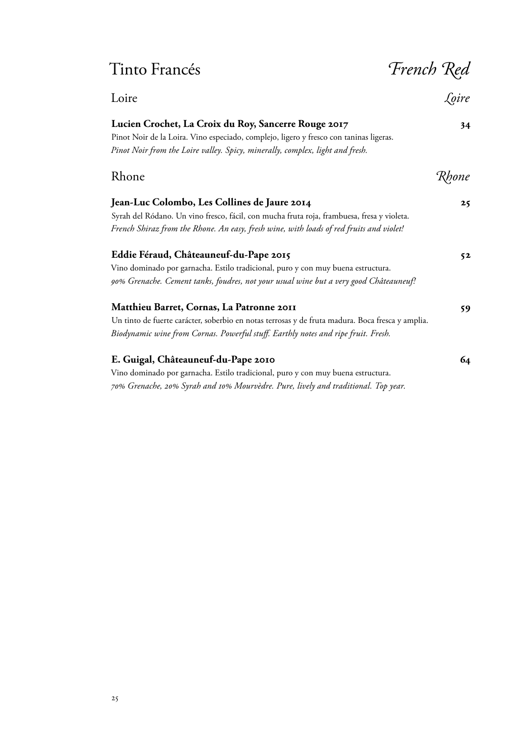# Tinto Francés — *French Red*

## Loire — *Loire*

**Lucien Crochet, La Croix du Roy, Sancerre Rouge 2017** **34**

Pinot Noir de la Loira. Vino especiado, complejo, ligero y fresco con taninas ligeras.

*Pinot Noir from the Loire valley. Spicy, minerally, complex, light and fresh.*

## Rhone — *Rhone*

**Jean-Luc Colombo, Les Collines de Jaure 2014** **25**

Syrah del Ródano. Un vino fresco, fácil, con mucha fruta roja, frambuesa, fresa y violeta.

*French Shiraz from the Rhone. An easy, fresh wine, with loads of red fruits and violet!*

**Eddie Féraud, Châteauneuf-du-Pape 2015** **52**

Vino dominado por garnacha. Estilo tradicional, puro y con muy buena estructura.

*90% Grenache. Cement tanks, foudres, not your usual wine but a very good Châteauneuf!*

**Matthieu Barret, Cornas, La Patronne 2011** **59**

Un tinto de fuerte carácter, soberbio en notas terrosas y de fruta madura. Boca fresca y amplia.

*Biodynamic wine from Cornas. Powerful stuff. Earthly notes and ripe fruit. Fresh.*

**E. Guigal, Châteauneuf-du-Pape 2010** **64**

Vino dominado por garnacha. Estilo tradicional, puro y con muy buena estructura.

*70% Grenache, 20% Syrah and 10% Mourvèdre. Pure, lively and traditional. Top year.*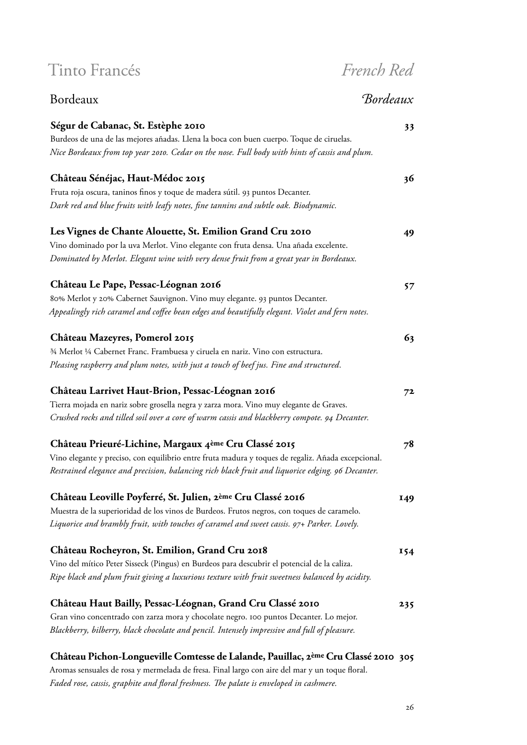# Tinto Francés *French Red*

## Bordeaux *Bordeaux*

**Ségur de Cabanac, St. Estèphe 2010** **33**
Burdeos de una de las mejores añadas. Llena la boca con buen cuerpo. Toque de ciruelas.
*Nice Bordeaux from top year 2010. Cedar on the nose. Full body with hints of cassis and plum.*

**Château Sénéjac, Haut-Médoc 2015** **36**
Fruta roja oscura, taninos finos y toque de madera sútil. 93 puntos Decanter.
*Dark red and blue fruits with leafy notes, fine tannins and subtle oak. Biodynamic.*

**Les Vignes de Chante Alouette, St. Emilion Grand Cru 2010** **49**
Vino dominado por la uva Merlot. Vino elegante con fruta densa. Una añada excelente.
*Dominated by Merlot. Elegant wine with very dense fruit from a great year in Bordeaux.*

**Château Le Pape, Pessac-Léognan 2016** **57**
80% Merlot y 20% Cabernet Sauvignon. Vino muy elegante. 93 puntos Decanter.
*Appealingly rich caramel and coffee bean edges and beautifully elegant. Violet and fern notes.*

**Château Mazeyres, Pomerol 2015** **63**
¾ Merlot ¼ Cabernet Franc. Frambuesa y ciruela en nariz. Vino con estructura.
*Pleasing raspberry and plum notes, with just a touch of beef jus. Fine and structured.*

**Château Larrivet Haut-Brion, Pessac-Léognan 2016** **72**
Tierra mojada en nariz sobre grosella negra y zarza mora. Vino muy elegante de Graves.
*Crushed rocks and tilled soil over a core of warm cassis and blackberry compote. 94 Decanter.*

**Château Prieuré-Lichine, Margaux 4ème Cru Classé 2015** **78**
Vino elegante y preciso, con equilibrio entre fruta madura y toques de regaliz. Añada excepcional.
*Restrained elegance and precision, balancing rich black fruit and liquorice edging. 96 Decanter.*

**Château Leoville Poyferré, St. Julien, 2ème Cru Classé 2016** **149**
Muestra de la superioridad de los vinos de Burdeos. Frutos negros, con toques de caramelo.
*Liquorice and brambly fruit, with touches of caramel and sweet cassis. 97+ Parker. Lovely.*

**Château Rocheyron, St. Emilion, Grand Cru 2018** **154**
Vino del mítico Peter Sisseck (Pingus) en Burdeos para descubrir el potencial de la caliza.
*Ripe black and plum fruit giving a luxurious texture with fruit sweetness balanced by acidity.*

**Château Haut Bailly, Pessac-Léognan, Grand Cru Classé 2010** **235**
Gran vino concentrado con zarza mora y chocolate negro. 100 puntos Decanter. Lo mejor.
*Blackberry, bilberry, black chocolate and pencil. Intensely impressive and full of pleasure.*

**Château Pichon-Longueville Comtesse de Lalande, Pauillac, 2ème Cru Classé 2010** **305**
Aromas sensuales de rosa y mermelada de fresa. Final largo con aire del mar y un toque floral.
*Faded rose, cassis, graphite and floral freshness. The palate is enveloped in cashmere.*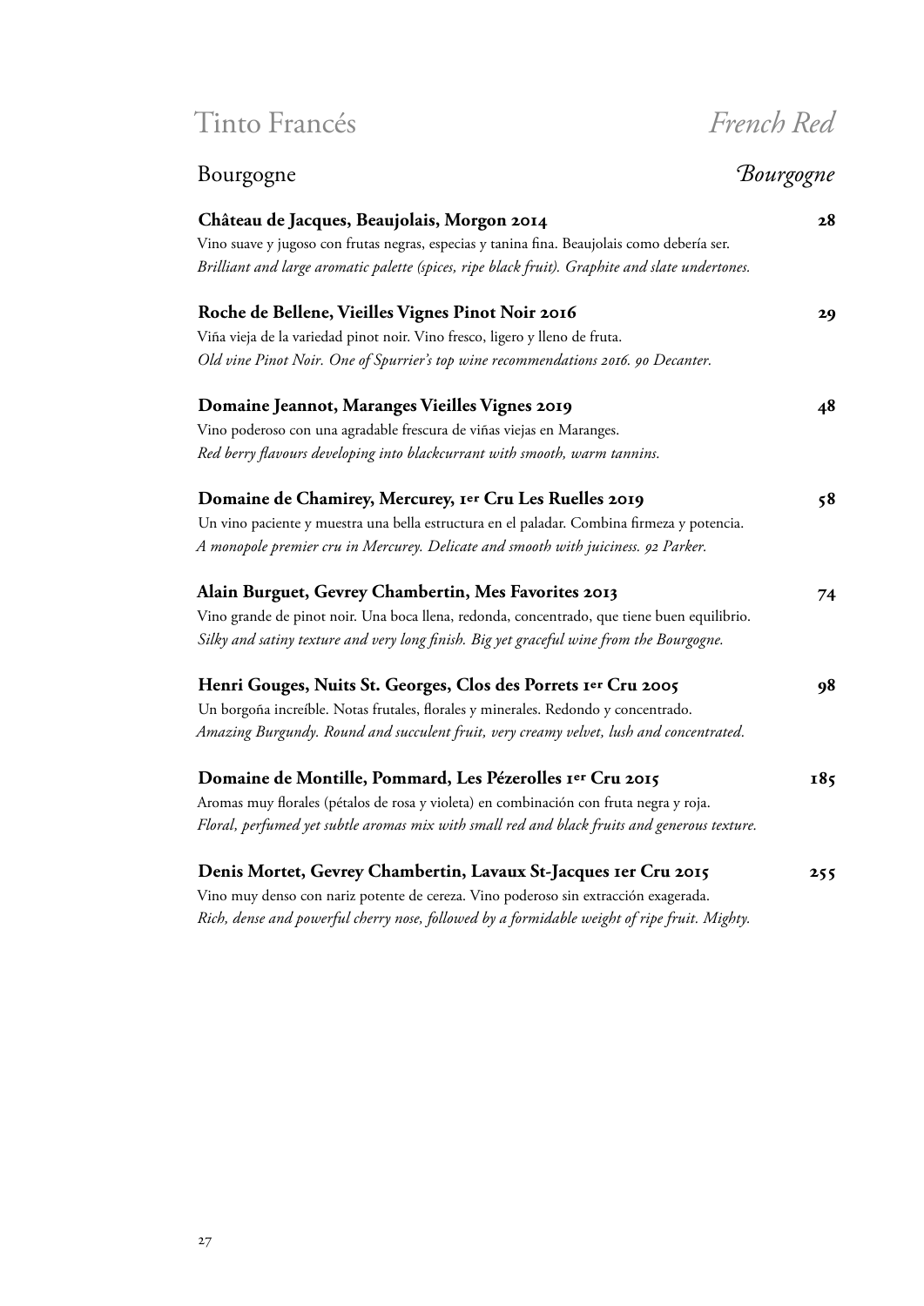# Tinto Francés *French Red*

## Bourgogne *Bourgogne*

**Château de Jacques, Beaujolais, Morgon 2014** **28**
Vino suave y jugoso con frutas negras, especias y tanina fina. Beaujolais como debería ser.
*Brilliant and large aromatic palette (spices, ripe black fruit). Graphite and slate undertones.*

**Roche de Bellene, Vieilles Vignes Pinot Noir 2016** **29**
Viña vieja de la variedad pinot noir. Vino fresco, ligero y lleno de fruta.
*Old vine Pinot Noir. One of Spurrier's top wine recommendations 2016. 90 Decanter.*

**Domaine Jeannot, Maranges Vieilles Vignes 2019** **48**
Vino poderoso con una agradable frescura de viñas viejas en Maranges.
*Red berry flavours developing into blackcurrant with smooth, warm tannins.*

**Domaine de Chamirey, Mercurey, 1er Cru Les Ruelles 2019** **58**
Un vino paciente y muestra una bella estructura en el paladar. Combina firmeza y potencia.
*A monopole premier cru in Mercurey. Delicate and smooth with juiciness. 92 Parker.*

**Alain Burguet, Gevrey Chambertin, Mes Favorites 2013** **74**
Vino grande de pinot noir. Una boca llena, redonda, concentrado, que tiene buen equilibrio.
*Silky and satiny texture and very long finish. Big yet graceful wine from the Bourgogne.*

**Henri Gouges, Nuits St. Georges, Clos des Porrets 1er Cru 2005** **98**
Un borgoña increíble. Notas frutales, florales y minerales. Redondo y concentrado.
*Amazing Burgundy. Round and succulent fruit, very creamy velvet, lush and concentrated.*

**Domaine de Montille, Pommard, Les Pézerolles 1er Cru 2015** **185**
Aromas muy florales (pétalos de rosa y violeta) en combinación con fruta negra y roja.
*Floral, perfumed yet subtle aromas mix with small red and black fruits and generous texture.*

**Denis Mortet, Gevrey Chambertin, Lavaux St-Jacques 1er Cru 2015** **255**
Vino muy denso con nariz potente de cereza. Vino poderoso sin extracción exagerada.
*Rich, dense and powerful cherry nose, followed by a formidable weight of ripe fruit. Mighty.*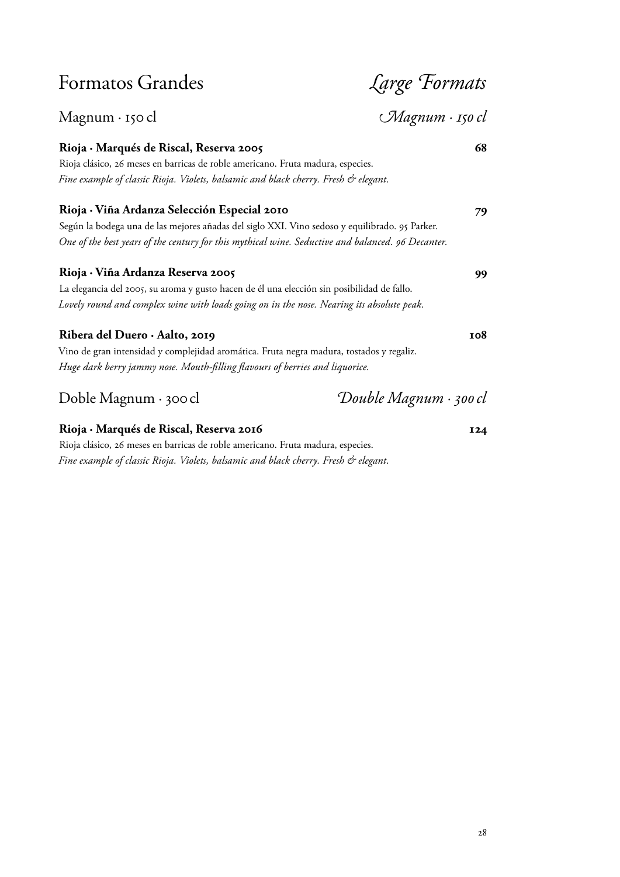# Formatos Grandes — *Large Formats*

## Magnum · 150 cl — *Magnum · 150 cl*

**Rioja · Marqués de Riscal, Reserva 2005** — **68**

Rioja clásico, 26 meses en barricas de roble americano. Fruta madura, especies.

*Fine example of classic Rioja. Violets, balsamic and black cherry. Fresh & elegant.*

**Rioja · Viña Ardanza Selección Especial 2010** — **79**

Según la bodega una de las mejores añadas del siglo XXI. Vino sedoso y equilibrado. 95 Parker.

*One of the best years of the century for this mythical wine. Seductive and balanced. 96 Decanter.*

**Rioja · Viña Ardanza Reserva 2005** — **99**

La elegancia del 2005, su aroma y gusto hacen de él una elección sin posibilidad de fallo.

*Lovely round and complex wine with loads going on in the nose. Nearing its absolute peak.*

**Ribera del Duero · Aalto, 2019** — **108**

Vino de gran intensidad y complejidad aromática. Fruta negra madura, tostados y regaliz.

*Huge dark berry jammy nose. Mouth-filling flavours of berries and liquorice.*

## Doble Magnum · 300 cl — *Double Magnum · 300 cl*

**Rioja · Marqués de Riscal, Reserva 2016** — **124**

Rioja clásico, 26 meses en barricas de roble americano. Fruta madura, especies.

*Fine example of classic Rioja. Violets, balsamic and black cherry. Fresh & elegant.*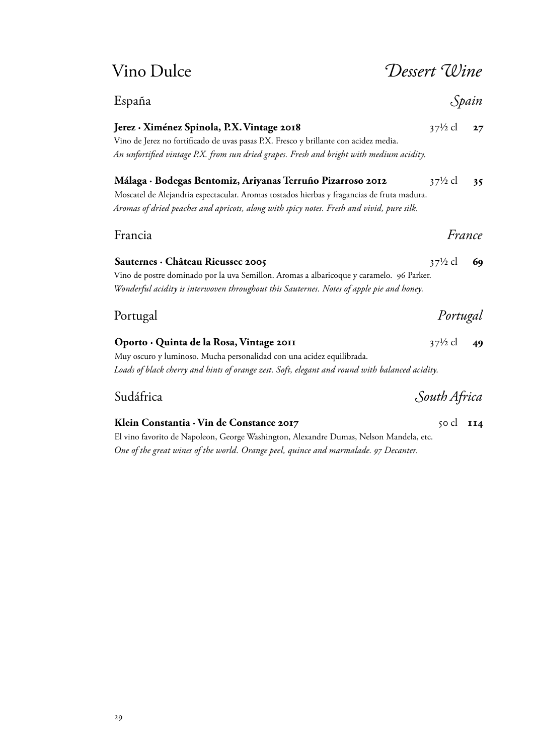# Vino Dulce *Dessert Wine*

## España *Spain*

**Jerez · Ximénez Spinola, P.X. Vintage 2018** 37½ cl **27**

Vino de Jerez no fortificado de uvas pasas P.X. Fresco y brillante con acidez media.

*An unfortified vintage P.X. from sun dried grapes. Fresh and bright with medium acidity.*

**Málaga · Bodegas Bentomiz, Ariyanas Terruño Pizarroso 2012** 37½ cl **35**

Moscatel de Alejandria espectacular. Aromas tostados hierbas y fragancias de fruta madura.

*Aromas of dried peaches and apricots, along with spicy notes. Fresh and vivid, pure silk.*

## Francia *France*

**Sauternes · Château Rieussec 2005** 37½ cl **69**

Vino de postre dominado por la uva Semillon. Aromas a albaricoque y caramelo. 96 Parker.

*Wonderful acidity is interwoven throughout this Sauternes. Notes of apple pie and honey.*

## Portugal *Portugal*

**Oporto · Quinta de la Rosa, Vintage 2011** 37½ cl **49**

Muy oscuro y luminoso. Mucha personalidad con una acidez equilibrada.

*Loads of black cherry and hints of orange zest. Soft, elegant and round with balanced acidity.*

## Sudáfrica *South Africa*

**Klein Constantia · Vin de Constance 2017** 50 cl **114**

El vino favorito de Napoleon, George Washington, Alexandre Dumas, Nelson Mandela, etc.

*One of the great wines of the world. Orange peel, quince and marmalade. 97 Decanter.*